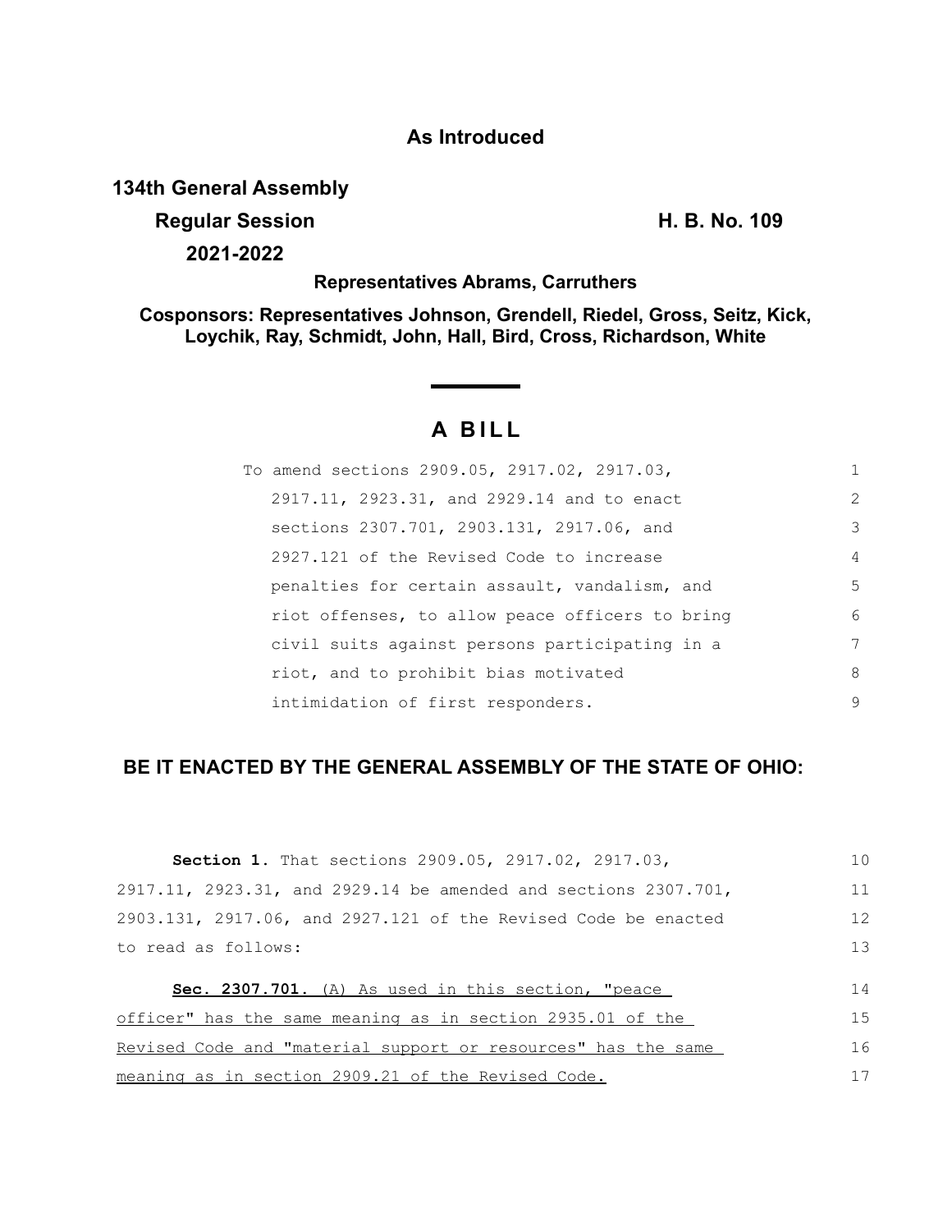**As Introduced**

**134th General Assembly**

**Regular Session** **H. B. No. 109**

**2021-2022**

**Representatives Abrams, Carruthers**

**Cosponsors: Representatives Johnson, Grendell, Riedel, Gross, Seitz, Kick, Loychik, Ray, Schmidt, John, Hall, Bird, Cross, Richardson, White**

# A BILL

To amend sections 2909.05, 2917.02, 2917.03, 2917.11, 2923.31, and 2929.14 and to enact sections 2307.701, 2903.131, 2917.06, and 2927.121 of the Revised Code to increase penalties for certain assault, vandalism, and riot offenses, to allow peace officers to bring civil suits against persons participating in a riot, and to prohibit bias motivated intimidation of first responders.

**BE IT ENACTED BY THE GENERAL ASSEMBLY OF THE STATE OF OHIO:**

**Section 1.** That sections 2909.05, 2917.02, 2917.03, 2917.11, 2923.31, and 2929.14 be amended and sections 2307.701, 2903.131, 2917.06, and 2927.121 of the Revised Code be enacted to read as follows:

**Sec. 2307.701.** (A) As used in this section, "peace officer" has the same meaning as in section 2935.01 of the Revised Code and "material support or resources" has the same meaning as in section 2909.21 of the Revised Code.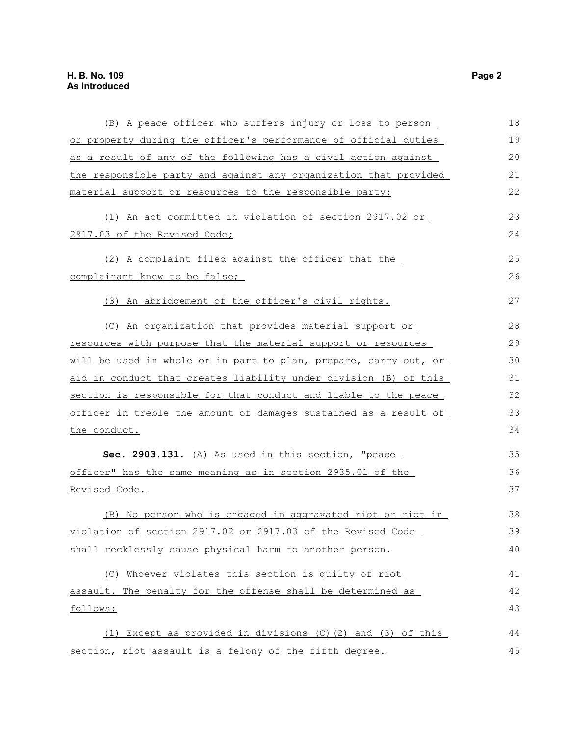(B) A peace officer who suffers injury or loss to person or property during the officer's performance of official duties as a result of any of the following has a civil action against the responsible party and against any organization that provided material support or resources to the responsible party:

(1) An act committed in violation of section 2917.02 or 2917.03 of the Revised Code;

(2) A complaint filed against the officer that the complainant knew to be false;

(3) An abridgement of the officer's civil rights.

(C) An organization that provides material support or resources with purpose that the material support or resources will be used in whole or in part to plan, prepare, carry out, or aid in conduct that creates liability under division (B) of this section is responsible for that conduct and liable to the peace officer in treble the amount of damages sustained as a result of the conduct.

**Sec. 2903.131.** (A) As used in this section, "peace officer" has the same meaning as in section 2935.01 of the Revised Code.

(B) No person who is engaged in aggravated riot or riot in violation of section 2917.02 or 2917.03 of the Revised Code shall recklessly cause physical harm to another person.

(C) Whoever violates this section is guilty of riot assault. The penalty for the offense shall be determined as follows:

(1) Except as provided in divisions (C)(2) and (3) of this section, riot assault is a felony of the fifth degree.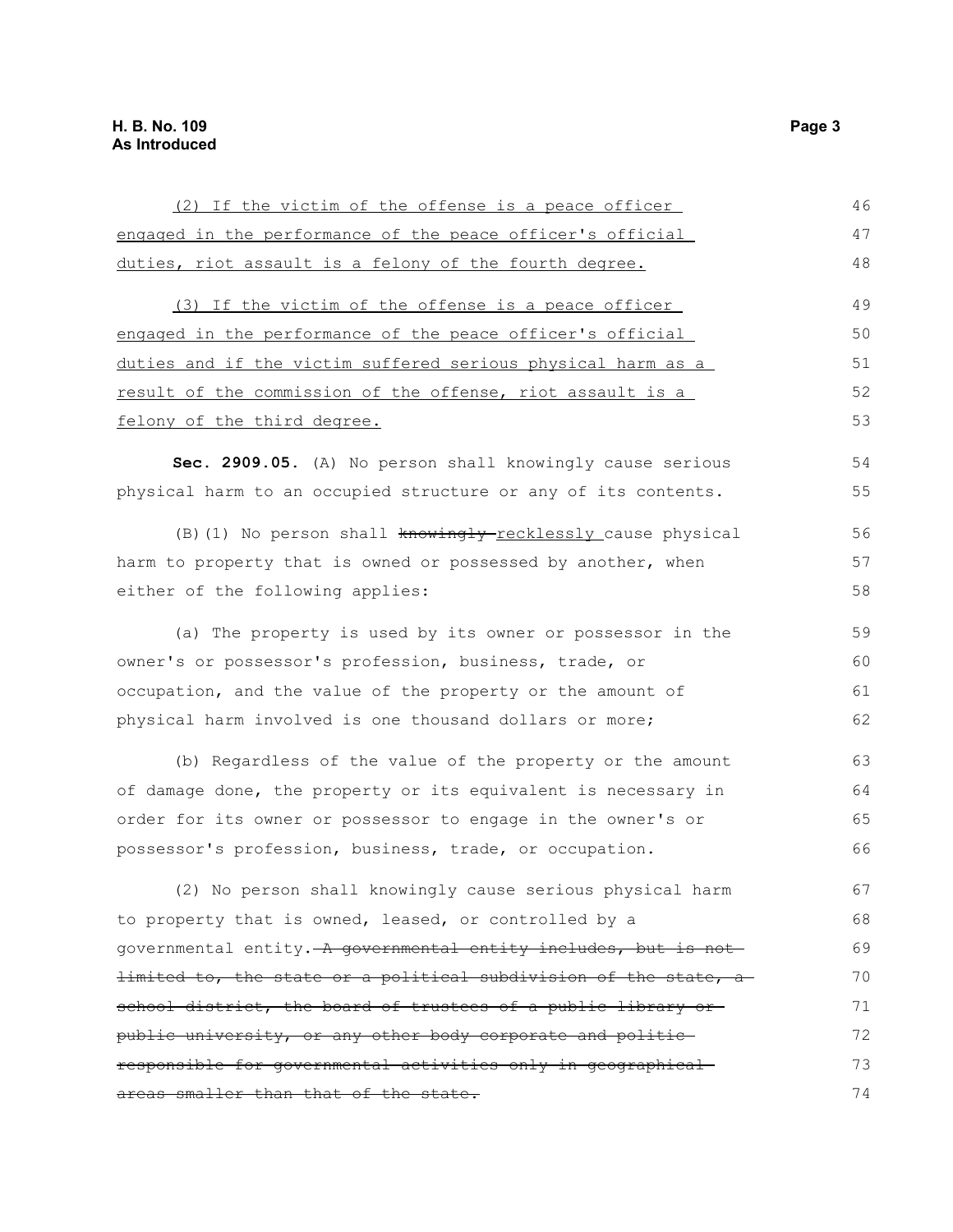(2) If the victim of the offense is a peace officer engaged in the performance of the peace officer's official duties, riot assault is a felony of the fourth degree.

(3) If the victim of the offense is a peace officer engaged in the performance of the peace officer's official duties and if the victim suffered serious physical harm as a result of the commission of the offense, riot assault is a felony of the third degree.

**Sec. 2909.05.** (A) No person shall knowingly cause serious physical harm to an occupied structure or any of its contents.

(B)(1) No person shall ~~knowingly~~ recklessly cause physical harm to property that is owned or possessed by another, when either of the following applies:

(a) The property is used by its owner or possessor in the owner's or possessor's profession, business, trade, or occupation, and the value of the property or the amount of physical harm involved is one thousand dollars or more;

(b) Regardless of the value of the property or the amount of damage done, the property or its equivalent is necessary in order for its owner or possessor to engage in the owner's or possessor's profession, business, trade, or occupation.

(2) No person shall knowingly cause serious physical harm to property that is owned, leased, or controlled by a governmental entity. ~~A governmental entity includes, but is not limited to, the state or a political subdivision of the state, a school district, the board of trustees of a public library or public university, or any other body corporate and politic responsible for governmental activities only in geographical areas smaller than that of the state.~~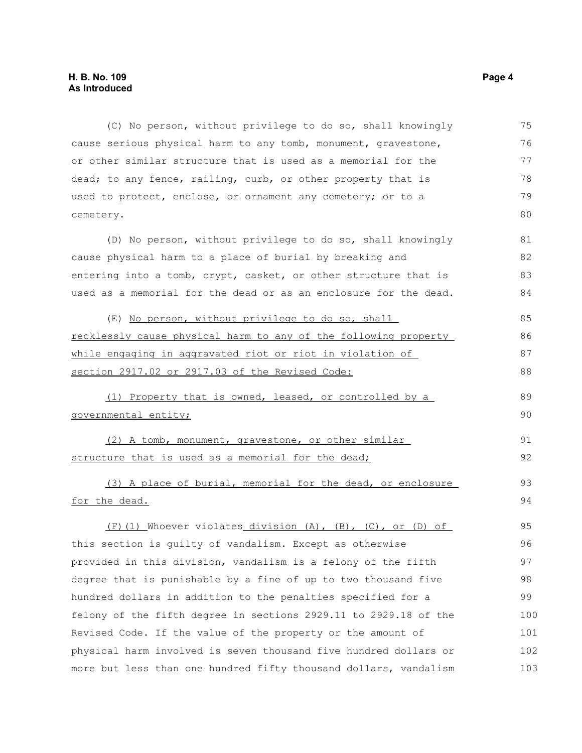(C) No person, without privilege to do so, shall knowingly cause serious physical harm to any tomb, monument, gravestone, or other similar structure that is used as a memorial for the dead; to any fence, railing, curb, or other property that is used to protect, enclose, or ornament any cemetery; or to a cemetery.

(D) No person, without privilege to do so, shall knowingly cause physical harm to a place of burial by breaking and entering into a tomb, crypt, casket, or other structure that is used as a memorial for the dead or as an enclosure for the dead.

(E) No person, without privilege to do so, shall recklessly cause physical harm to any of the following property while engaging in aggravated riot or riot in violation of section 2917.02 or 2917.03 of the Revised Code:

(1) Property that is owned, leased, or controlled by a governmental entity;

(2) A tomb, monument, gravestone, or other similar structure that is used as a memorial for the dead;

(3) A place of burial, memorial for the dead, or enclosure for the dead.

(F)(1) Whoever violates division (A), (B), (C), or (D) of this section is guilty of vandalism. Except as otherwise provided in this division, vandalism is a felony of the fifth degree that is punishable by a fine of up to two thousand five hundred dollars in addition to the penalties specified for a felony of the fifth degree in sections 2929.11 to 2929.18 of the Revised Code. If the value of the property or the amount of physical harm involved is seven thousand five hundred dollars or more but less than one hundred fifty thousand dollars, vandalism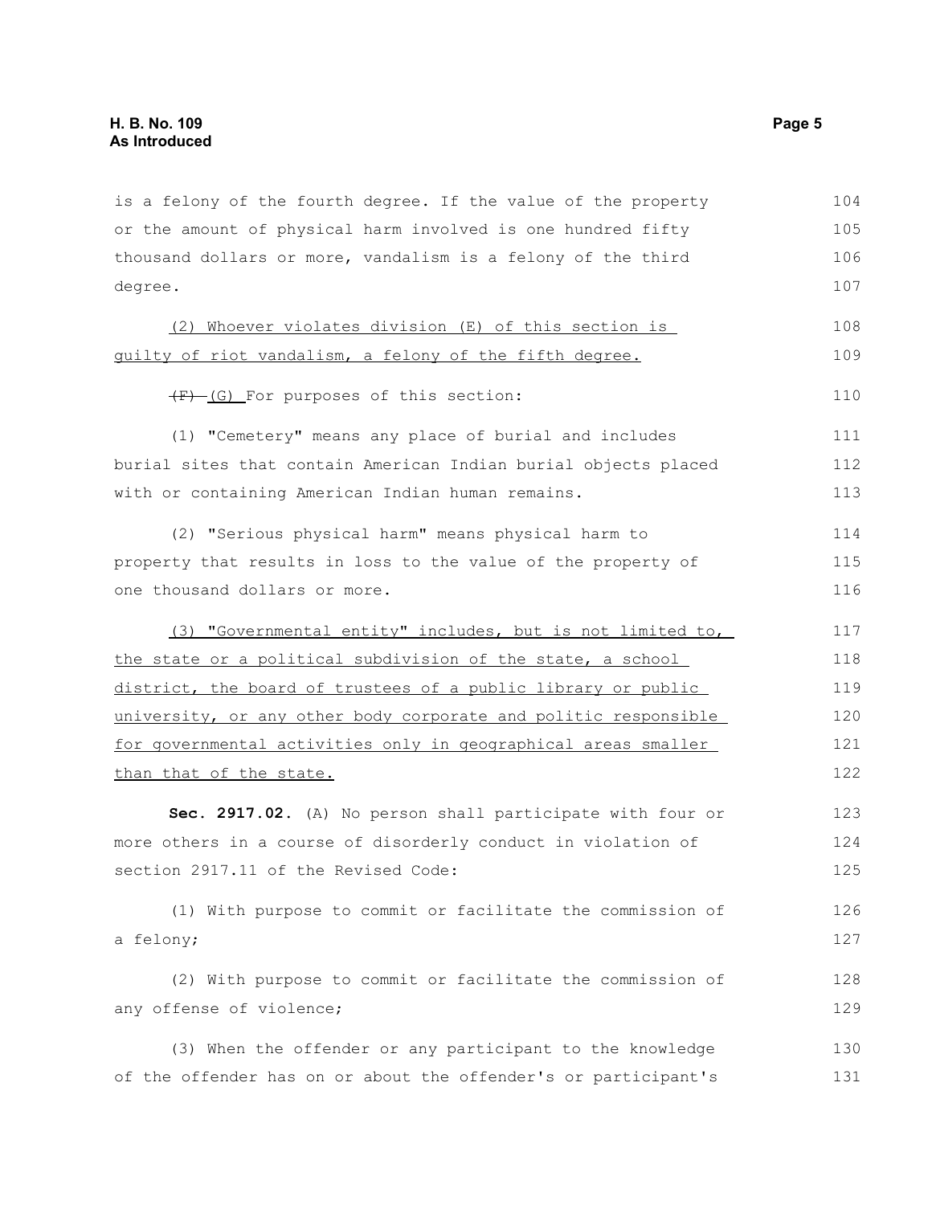is a felony of the fourth degree. If the value of the property or the amount of physical harm involved is one hundred fifty thousand dollars or more, vandalism is a felony of the third degree.

(2) Whoever violates division (E) of this section is guilty of riot vandalism, a felony of the fifth degree.

~~(F)~~ (G) For purposes of this section:

(1) "Cemetery" means any place of burial and includes burial sites that contain American Indian burial objects placed with or containing American Indian human remains.

(2) "Serious physical harm" means physical harm to property that results in loss to the value of the property of one thousand dollars or more.

(3) "Governmental entity" includes, but is not limited to, the state or a political subdivision of the state, a school district, the board of trustees of a public library or public university, or any other body corporate and politic responsible for governmental activities only in geographical areas smaller than that of the state.

**Sec. 2917.02.** (A) No person shall participate with four or more others in a course of disorderly conduct in violation of section 2917.11 of the Revised Code:

(1) With purpose to commit or facilitate the commission of a felony;

(2) With purpose to commit or facilitate the commission of any offense of violence;

(3) When the offender or any participant to the knowledge of the offender has on or about the offender's or participant's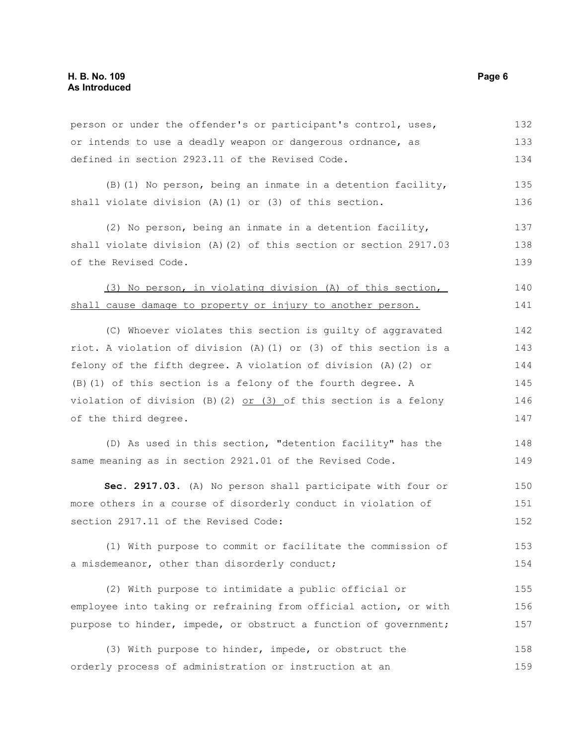person or under the offender's or participant's control, uses, or intends to use a deadly weapon or dangerous ordnance, as defined in section 2923.11 of the Revised Code.

(B)(1) No person, being an inmate in a detention facility, shall violate division (A)(1) or (3) of this section.

(2) No person, being an inmate in a detention facility, shall violate division (A)(2) of this section or section 2917.03 of the Revised Code.

<u>(3) No person, in violating division (A) of this section, shall cause damage to property or injury to another person.</u>

(C) Whoever violates this section is guilty of aggravated riot. A violation of division (A)(1) or (3) of this section is a felony of the fifth degree. A violation of division (A)(2) or (B)(1) of this section is a felony of the fourth degree. A violation of division (B)(2) <u>or (3)</u> of this section is a felony of the third degree.

(D) As used in this section, "detention facility" has the same meaning as in section 2921.01 of the Revised Code.

**Sec. 2917.03.** (A) No person shall participate with four or more others in a course of disorderly conduct in violation of section 2917.11 of the Revised Code:

(1) With purpose to commit or facilitate the commission of a misdemeanor, other than disorderly conduct;

(2) With purpose to intimidate a public official or employee into taking or refraining from official action, or with purpose to hinder, impede, or obstruct a function of government;

(3) With purpose to hinder, impede, or obstruct the orderly process of administration or instruction at an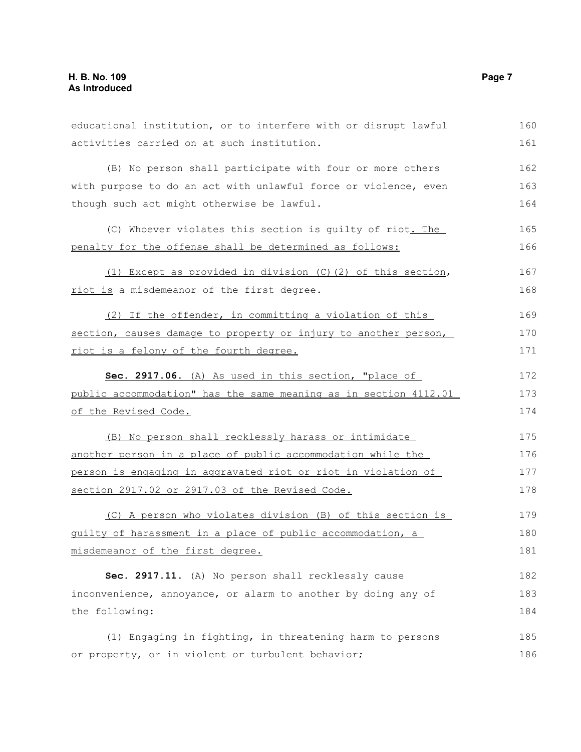educational institution, or to interfere with or disrupt lawful activities carried on at such institution.

(B) No person shall participate with four or more others with purpose to do an act with unlawful force or violence, even though such act might otherwise be lawful.

(C) Whoever violates this section is guilty of riot. The penalty for the offense shall be determined as follows:

(1) Except as provided in division (C)(2) of this section, riot is a misdemeanor of the first degree.

(2) If the offender, in committing a violation of this section, causes damage to property or injury to another person, riot is a felony of the fourth degree.

**Sec. 2917.06.** (A) As used in this section, "place of public accommodation" has the same meaning as in section 4112.01 of the Revised Code.

(B) No person shall recklessly harass or intimidate another person in a place of public accommodation while the person is engaging in aggravated riot or riot in violation of section 2917.02 or 2917.03 of the Revised Code.

(C) A person who violates division (B) of this section is guilty of harassment in a place of public accommodation, a misdemeanor of the first degree.

**Sec. 2917.11.** (A) No person shall recklessly cause inconvenience, annoyance, or alarm to another by doing any of the following:

(1) Engaging in fighting, in threatening harm to persons or property, or in violent or turbulent behavior;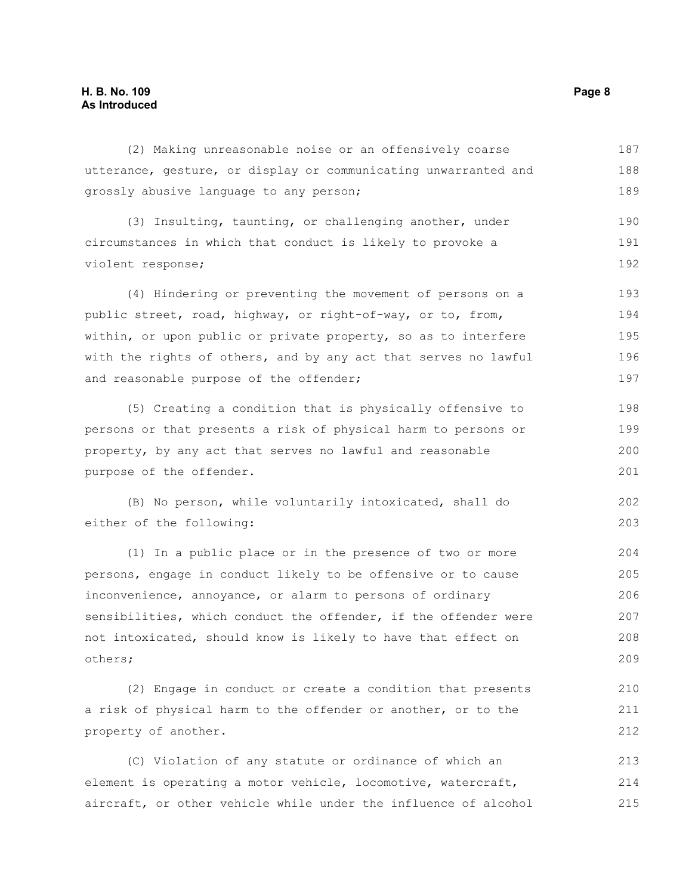(2) Making unreasonable noise or an offensively coarse utterance, gesture, or display or communicating unwarranted and grossly abusive language to any person;

(3) Insulting, taunting, or challenging another, under circumstances in which that conduct is likely to provoke a violent response;

(4) Hindering or preventing the movement of persons on a public street, road, highway, or right-of-way, or to, from, within, or upon public or private property, so as to interfere with the rights of others, and by any act that serves no lawful and reasonable purpose of the offender;

(5) Creating a condition that is physically offensive to persons or that presents a risk of physical harm to persons or property, by any act that serves no lawful and reasonable purpose of the offender.

(B) No person, while voluntarily intoxicated, shall do either of the following:

(1) In a public place or in the presence of two or more persons, engage in conduct likely to be offensive or to cause inconvenience, annoyance, or alarm to persons of ordinary sensibilities, which conduct the offender, if the offender were not intoxicated, should know is likely to have that effect on others;

(2) Engage in conduct or create a condition that presents a risk of physical harm to the offender or another, or to the property of another.

(C) Violation of any statute or ordinance of which an element is operating a motor vehicle, locomotive, watercraft, aircraft, or other vehicle while under the influence of alcohol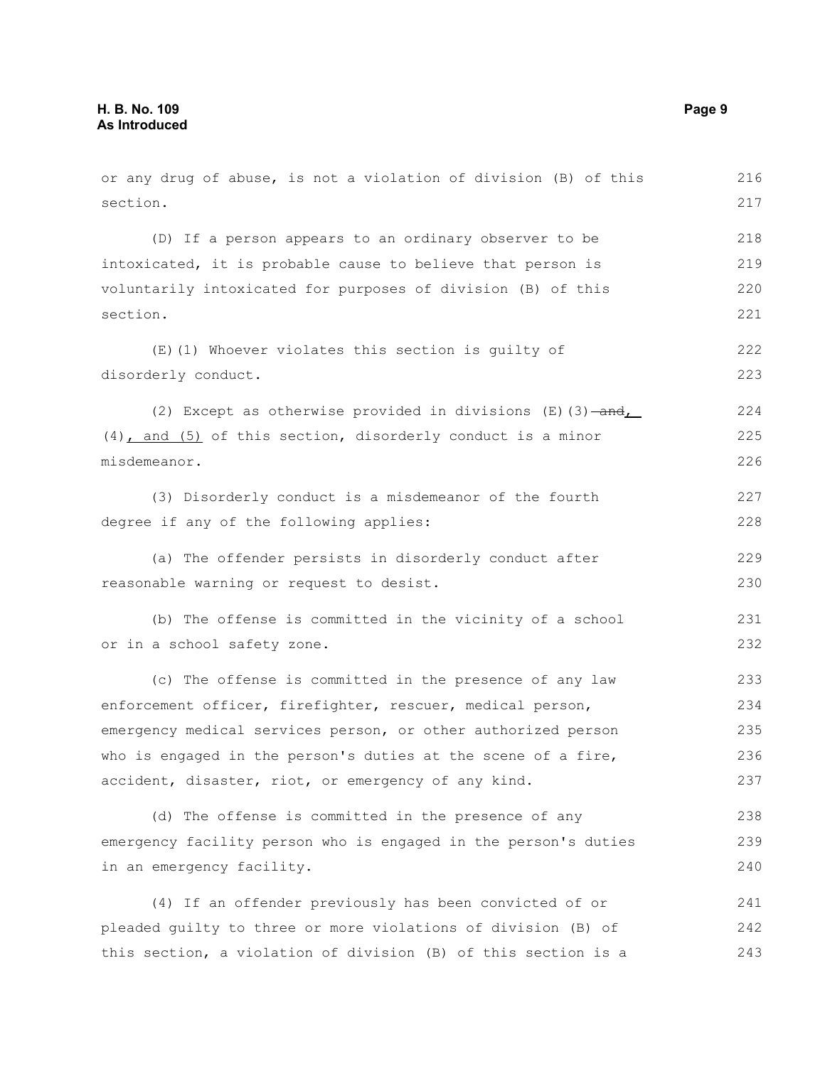or any drug of abuse, is not a violation of division (B) of this section.

(D) If a person appears to an ordinary observer to be intoxicated, it is probable cause to believe that person is voluntarily intoxicated for purposes of division (B) of this section.

(E)(1) Whoever violates this section is guilty of disorderly conduct.

(2) Except as otherwise provided in divisions (E)(3) ~~and~~, (4), and (5) of this section, disorderly conduct is a minor misdemeanor.

(3) Disorderly conduct is a misdemeanor of the fourth degree if any of the following applies:

(a) The offender persists in disorderly conduct after reasonable warning or request to desist.

(b) The offense is committed in the vicinity of a school or in a school safety zone.

(c) The offense is committed in the presence of any law enforcement officer, firefighter, rescuer, medical person, emergency medical services person, or other authorized person who is engaged in the person's duties at the scene of a fire, accident, disaster, riot, or emergency of any kind.

(d) The offense is committed in the presence of any emergency facility person who is engaged in the person's duties in an emergency facility.

(4) If an offender previously has been convicted of or pleaded guilty to three or more violations of division (B) of this section, a violation of division (B) of this section is a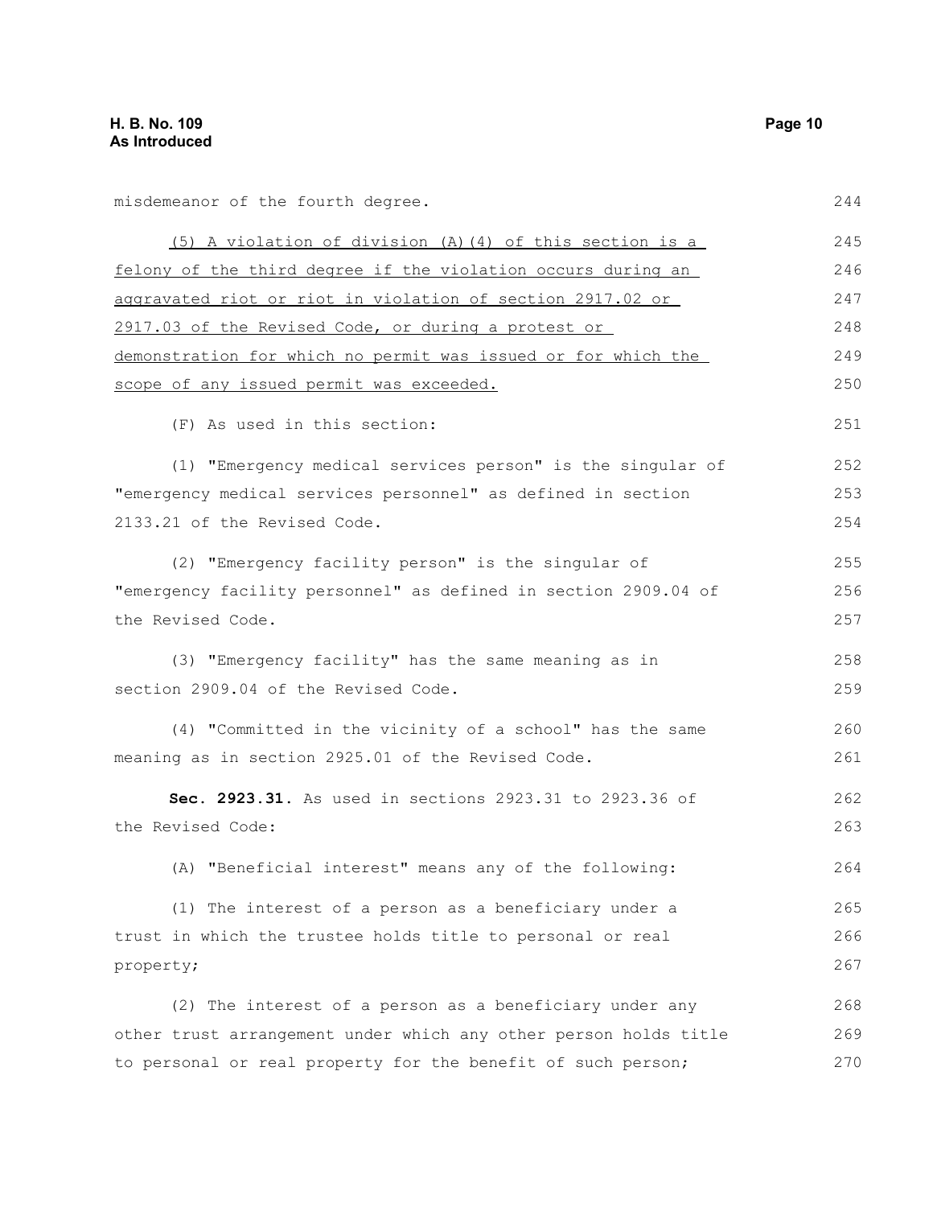misdemeanor of the fourth degree.

(5) A violation of division (A)(4) of this section is a felony of the third degree if the violation occurs during an aggravated riot or riot in violation of section 2917.02 or 2917.03 of the Revised Code, or during a protest or demonstration for which no permit was issued or for which the scope of any issued permit was exceeded.

(F) As used in this section:

(1) "Emergency medical services person" is the singular of "emergency medical services personnel" as defined in section 2133.21 of the Revised Code.

(2) "Emergency facility person" is the singular of "emergency facility personnel" as defined in section 2909.04 of the Revised Code.

(3) "Emergency facility" has the same meaning as in section 2909.04 of the Revised Code.

(4) "Committed in the vicinity of a school" has the same meaning as in section 2925.01 of the Revised Code.

**Sec. 2923.31.** As used in sections 2923.31 to 2923.36 of the Revised Code:

(A) "Beneficial interest" means any of the following:

(1) The interest of a person as a beneficiary under a trust in which the trustee holds title to personal or real property;

(2) The interest of a person as a beneficiary under any other trust arrangement under which any other person holds title to personal or real property for the benefit of such person;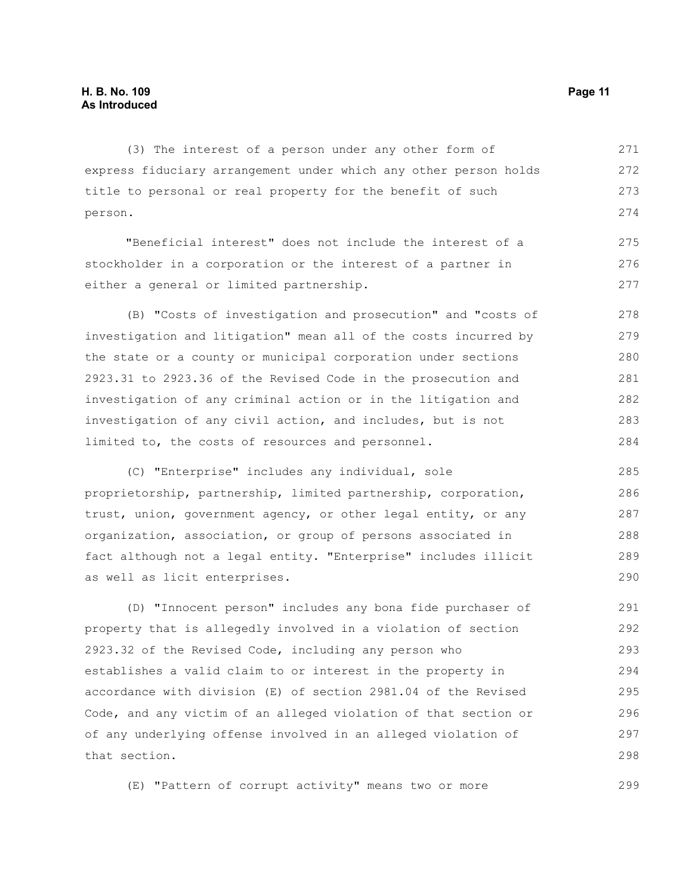(3) The interest of a person under any other form of express fiduciary arrangement under which any other person holds title to personal or real property for the benefit of such person.

"Beneficial interest" does not include the interest of a stockholder in a corporation or the interest of a partner in either a general or limited partnership.

(B) "Costs of investigation and prosecution" and "costs of investigation and litigation" mean all of the costs incurred by the state or a county or municipal corporation under sections 2923.31 to 2923.36 of the Revised Code in the prosecution and investigation of any criminal action or in the litigation and investigation of any civil action, and includes, but is not limited to, the costs of resources and personnel.

(C) "Enterprise" includes any individual, sole proprietorship, partnership, limited partnership, corporation, trust, union, government agency, or other legal entity, or any organization, association, or group of persons associated in fact although not a legal entity. "Enterprise" includes illicit as well as licit enterprises.

(D) "Innocent person" includes any bona fide purchaser of property that is allegedly involved in a violation of section 2923.32 of the Revised Code, including any person who establishes a valid claim to or interest in the property in accordance with division (E) of section 2981.04 of the Revised Code, and any victim of an alleged violation of that section or of any underlying offense involved in an alleged violation of that section.

(E) "Pattern of corrupt activity" means two or more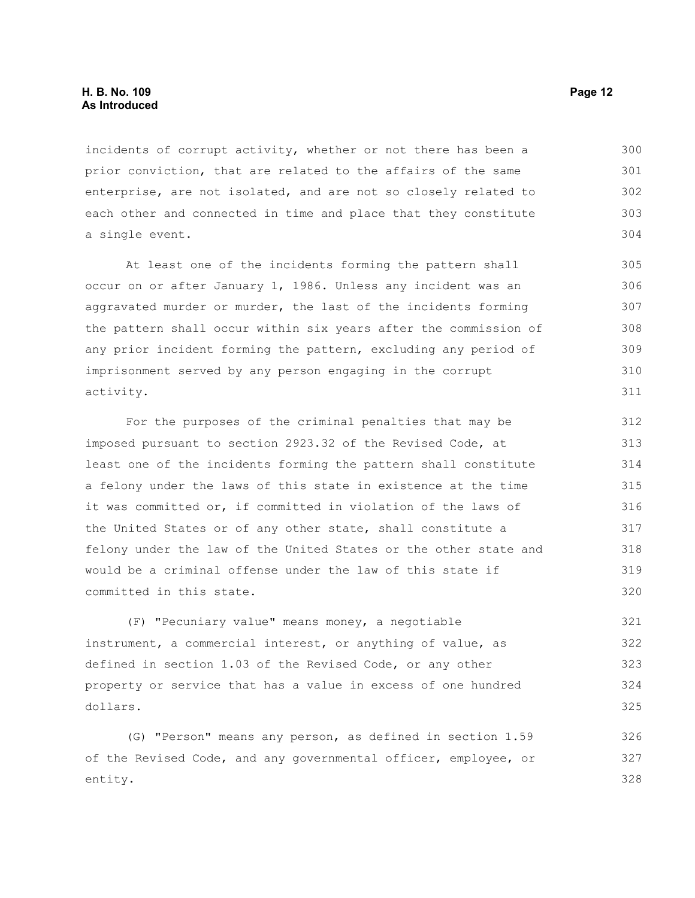incidents of corrupt activity, whether or not there has been a prior conviction, that are related to the affairs of the same enterprise, are not isolated, and are not so closely related to each other and connected in time and place that they constitute a single event.

At least one of the incidents forming the pattern shall occur on or after January 1, 1986. Unless any incident was an aggravated murder or murder, the last of the incidents forming the pattern shall occur within six years after the commission of any prior incident forming the pattern, excluding any period of imprisonment served by any person engaging in the corrupt activity.

For the purposes of the criminal penalties that may be imposed pursuant to section 2923.32 of the Revised Code, at least one of the incidents forming the pattern shall constitute a felony under the laws of this state in existence at the time it was committed or, if committed in violation of the laws of the United States or of any other state, shall constitute a felony under the law of the United States or the other state and would be a criminal offense under the law of this state if committed in this state.

(F) "Pecuniary value" means money, a negotiable instrument, a commercial interest, or anything of value, as defined in section 1.03 of the Revised Code, or any other property or service that has a value in excess of one hundred dollars.

(G) "Person" means any person, as defined in section 1.59 of the Revised Code, and any governmental officer, employee, or entity.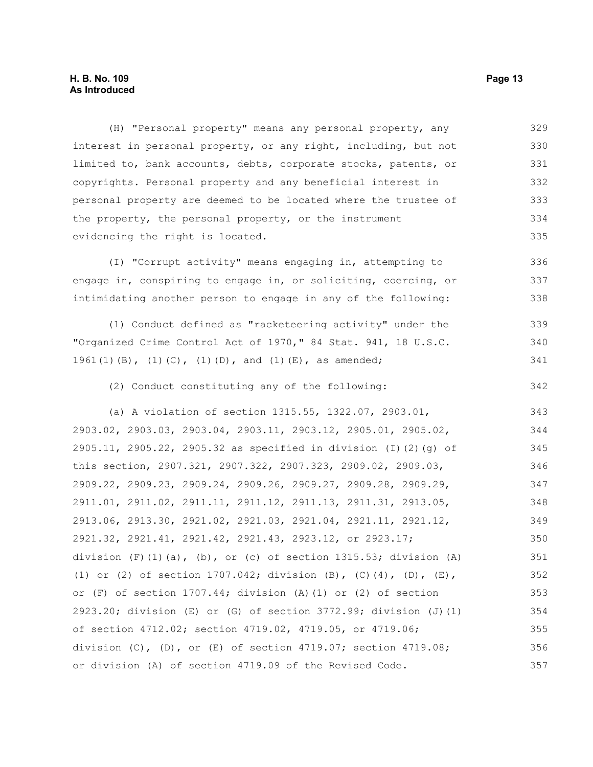(H) "Personal property" means any personal property, any interest in personal property, or any right, including, but not limited to, bank accounts, debts, corporate stocks, patents, or copyrights. Personal property and any beneficial interest in personal property are deemed to be located where the trustee of the property, the personal property, or the instrument evidencing the right is located.

(I) "Corrupt activity" means engaging in, attempting to engage in, conspiring to engage in, or soliciting, coercing, or intimidating another person to engage in any of the following:

(1) Conduct defined as "racketeering activity" under the "Organized Crime Control Act of 1970," 84 Stat. 941, 18 U.S.C. 1961(1)(B), (1)(C), (1)(D), and (1)(E), as amended;

(2) Conduct constituting any of the following:

(a) A violation of section 1315.55, 1322.07, 2903.01, 2903.02, 2903.03, 2903.04, 2903.11, 2903.12, 2905.01, 2905.02, 2905.11, 2905.22, 2905.32 as specified in division (I)(2)(g) of this section, 2907.321, 2907.322, 2907.323, 2909.02, 2909.03, 2909.22, 2909.23, 2909.24, 2909.26, 2909.27, 2909.28, 2909.29, 2911.01, 2911.02, 2911.11, 2911.12, 2911.13, 2911.31, 2913.05, 2913.06, 2913.30, 2921.02, 2921.03, 2921.04, 2921.11, 2921.12, 2921.32, 2921.41, 2921.42, 2921.43, 2923.12, or 2923.17; division (F)(1)(a), (b), or (c) of section 1315.53; division (A)(1) or (2) of section 1707.042; division (B), (C)(4), (D), (E), or (F) of section 1707.44; division (A)(1) or (2) of section 2923.20; division (E) or (G) of section 3772.99; division (J)(1) of section 4712.02; section 4719.02, 4719.05, or 4719.06; division (C), (D), or (E) of section 4719.07; section 4719.08; or division (A) of section 4719.09 of the Revised Code.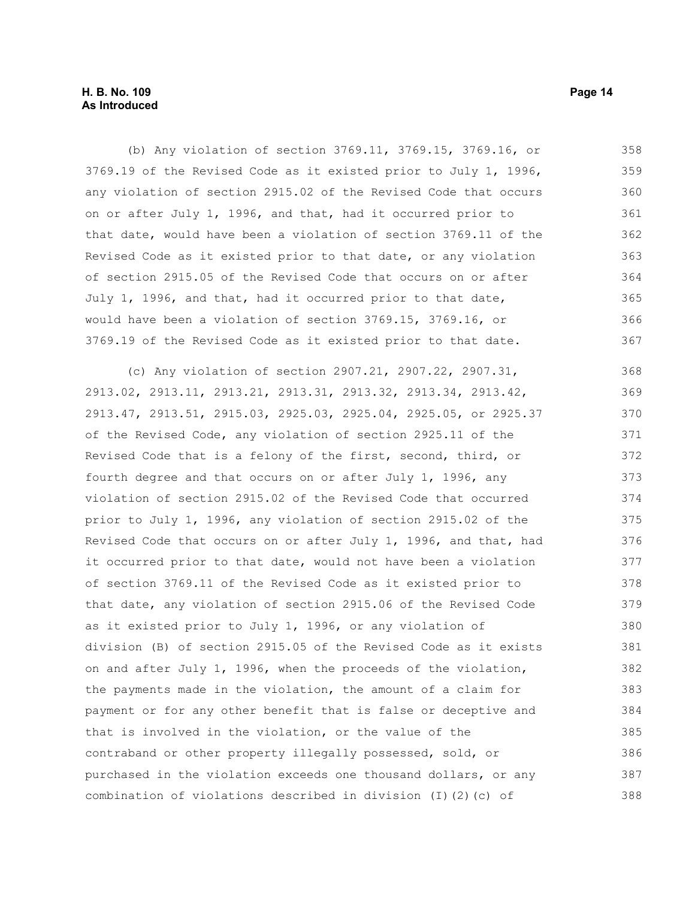(b) Any violation of section 3769.11, 3769.15, 3769.16, or 3769.19 of the Revised Code as it existed prior to July 1, 1996, any violation of section 2915.02 of the Revised Code that occurs on or after July 1, 1996, and that, had it occurred prior to that date, would have been a violation of section 3769.11 of the Revised Code as it existed prior to that date, or any violation of section 2915.05 of the Revised Code that occurs on or after July 1, 1996, and that, had it occurred prior to that date, would have been a violation of section 3769.15, 3769.16, or 3769.19 of the Revised Code as it existed prior to that date.

(c) Any violation of section 2907.21, 2907.22, 2907.31, 2913.02, 2913.11, 2913.21, 2913.31, 2913.32, 2913.34, 2913.42, 2913.47, 2913.51, 2915.03, 2925.03, 2925.04, 2925.05, or 2925.37 of the Revised Code, any violation of section 2925.11 of the Revised Code that is a felony of the first, second, third, or fourth degree and that occurs on or after July 1, 1996, any violation of section 2915.02 of the Revised Code that occurred prior to July 1, 1996, any violation of section 2915.02 of the Revised Code that occurs on or after July 1, 1996, and that, had it occurred prior to that date, would not have been a violation of section 3769.11 of the Revised Code as it existed prior to that date, any violation of section 2915.06 of the Revised Code as it existed prior to July 1, 1996, or any violation of division (B) of section 2915.05 of the Revised Code as it exists on and after July 1, 1996, when the proceeds of the violation, the payments made in the violation, the amount of a claim for payment or for any other benefit that is false or deceptive and that is involved in the violation, or the value of the contraband or other property illegally possessed, sold, or purchased in the violation exceeds one thousand dollars, or any combination of violations described in division (I)(2)(c) of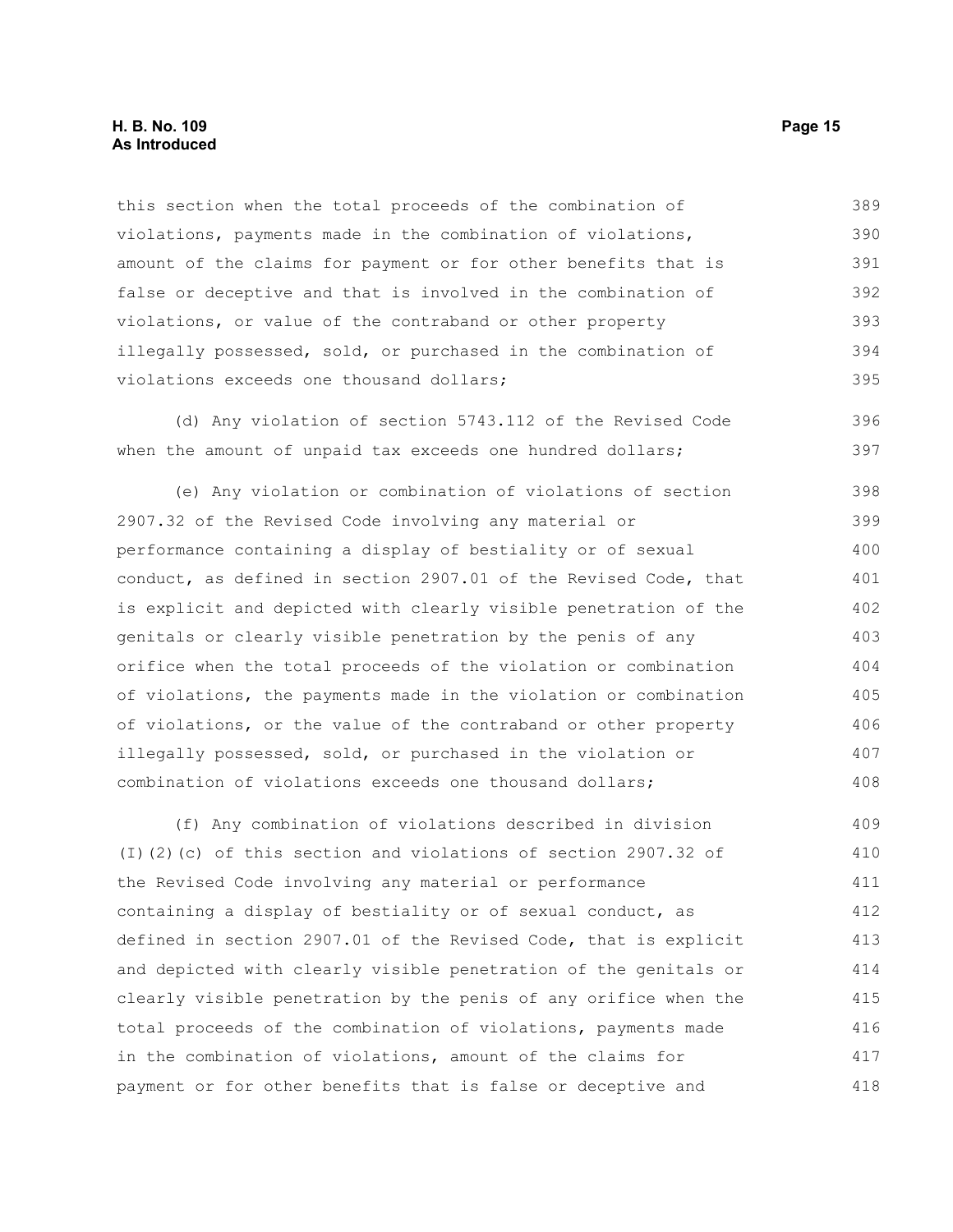this section when the total proceeds of the combination of violations, payments made in the combination of violations, amount of the claims for payment or for other benefits that is false or deceptive and that is involved in the combination of violations, or value of the contraband or other property illegally possessed, sold, or purchased in the combination of violations exceeds one thousand dollars;

(d) Any violation of section 5743.112 of the Revised Code when the amount of unpaid tax exceeds one hundred dollars;

(e) Any violation or combination of violations of section 2907.32 of the Revised Code involving any material or performance containing a display of bestiality or of sexual conduct, as defined in section 2907.01 of the Revised Code, that is explicit and depicted with clearly visible penetration of the genitals or clearly visible penetration by the penis of any orifice when the total proceeds of the violation or combination of violations, the payments made in the violation or combination of violations, or the value of the contraband or other property illegally possessed, sold, or purchased in the violation or combination of violations exceeds one thousand dollars;

(f) Any combination of violations described in division (I)(2)(c) of this section and violations of section 2907.32 of the Revised Code involving any material or performance containing a display of bestiality or of sexual conduct, as defined in section 2907.01 of the Revised Code, that is explicit and depicted with clearly visible penetration of the genitals or clearly visible penetration by the penis of any orifice when the total proceeds of the combination of violations, payments made in the combination of violations, amount of the claims for payment or for other benefits that is false or deceptive and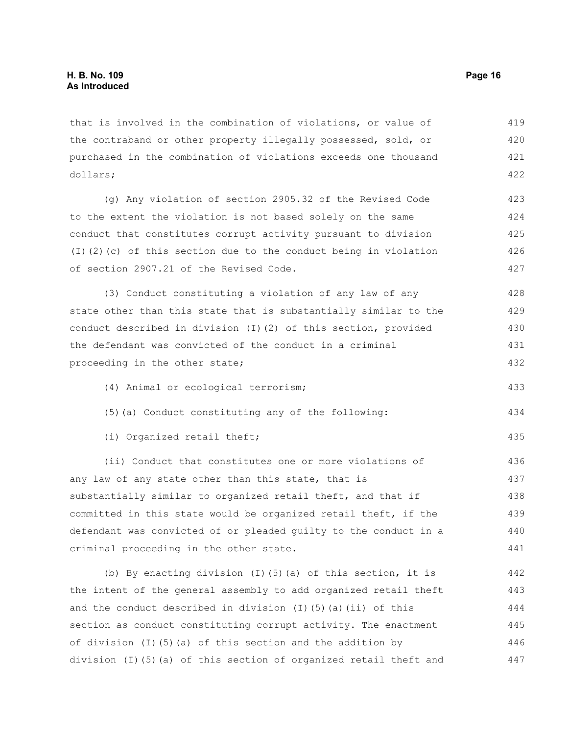that is involved in the combination of violations, or value of the contraband or other property illegally possessed, sold, or purchased in the combination of violations exceeds one thousand dollars;

(g) Any violation of section 2905.32 of the Revised Code to the extent the violation is not based solely on the same conduct that constitutes corrupt activity pursuant to division (I)(2)(c) of this section due to the conduct being in violation of section 2907.21 of the Revised Code.

(3) Conduct constituting a violation of any law of any state other than this state that is substantially similar to the conduct described in division (I)(2) of this section, provided the defendant was convicted of the conduct in a criminal proceeding in the other state;

(4) Animal or ecological terrorism;

(5)(a) Conduct constituting any of the following:

(i) Organized retail theft;

(ii) Conduct that constitutes one or more violations of any law of any state other than this state, that is substantially similar to organized retail theft, and that if committed in this state would be organized retail theft, if the defendant was convicted of or pleaded guilty to the conduct in a criminal proceeding in the other state.

(b) By enacting division (I)(5)(a) of this section, it is the intent of the general assembly to add organized retail theft and the conduct described in division (I)(5)(a)(ii) of this section as conduct constituting corrupt activity. The enactment of division (I)(5)(a) of this section and the addition by division (I)(5)(a) of this section of organized retail theft and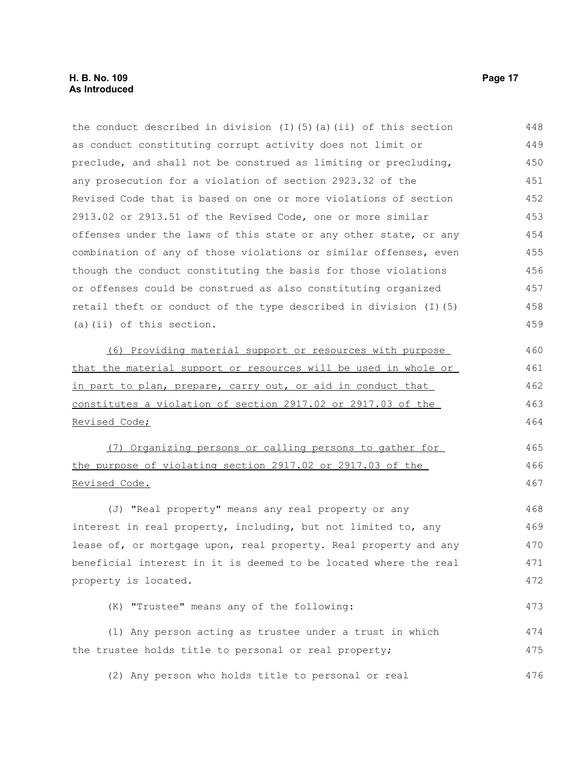the conduct described in division (I)(5)(a)(ii) of this section as conduct constituting corrupt activity does not limit or preclude, and shall not be construed as limiting or precluding, any prosecution for a violation of section 2923.32 of the Revised Code that is based on one or more violations of section 2913.02 or 2913.51 of the Revised Code, one or more similar offenses under the laws of this state or any other state, or any combination of any of those violations or similar offenses, even though the conduct constituting the basis for those violations or offenses could be construed as also constituting organized retail theft or conduct of the type described in division (I)(5)(a)(ii) of this section.

<u>(6) Providing material support or resources with purpose that the material support or resources will be used in whole or in part to plan, prepare, carry out, or aid in conduct that constitutes a violation of section 2917.02 or 2917.03 of the Revised Code;</u>

<u>(7) Organizing persons or calling persons to gather for the purpose of violating section 2917.02 or 2917.03 of the Revised Code.</u>

(J) "Real property" means any real property or any interest in real property, including, but not limited to, any lease of, or mortgage upon, real property. Real property and any beneficial interest in it is deemed to be located where the real property is located.

(K) "Trustee" means any of the following:

(1) Any person acting as trustee under a trust in which the trustee holds title to personal or real property;

(2) Any person who holds title to personal or real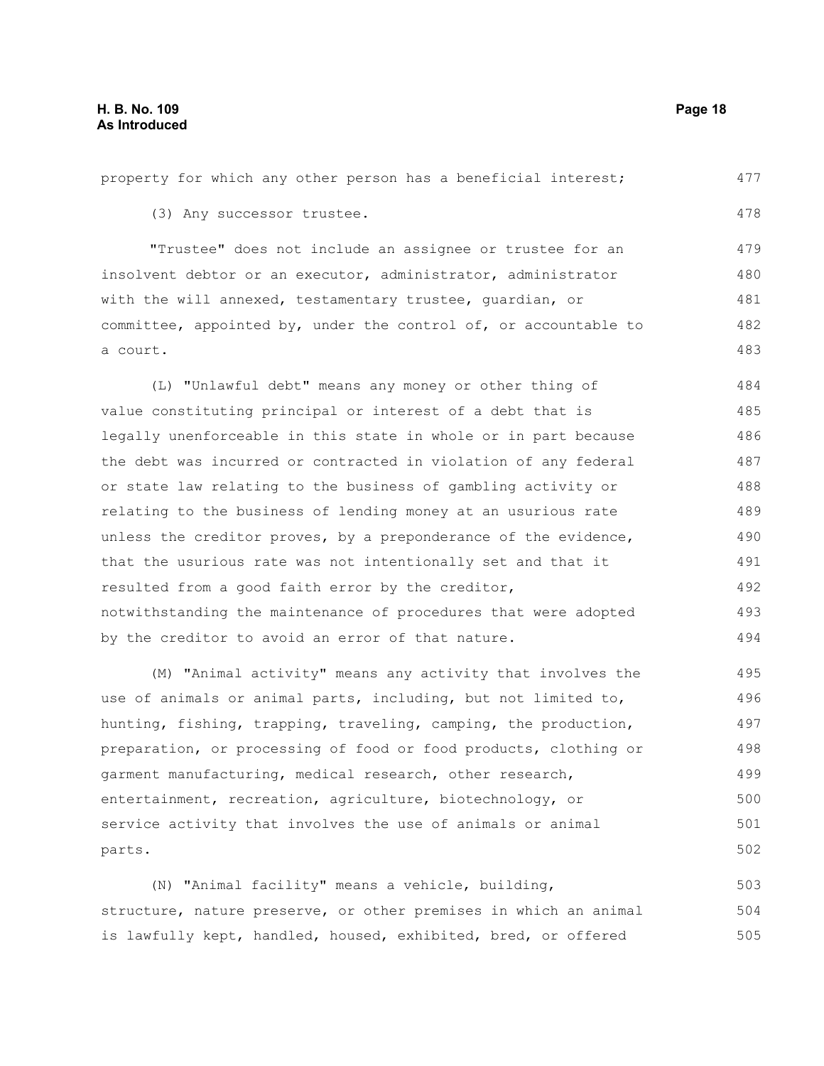property for which any other person has a beneficial interest;

(3) Any successor trustee.

"Trustee" does not include an assignee or trustee for an insolvent debtor or an executor, administrator, administrator with the will annexed, testamentary trustee, guardian, or committee, appointed by, under the control of, or accountable to a court.

(L) "Unlawful debt" means any money or other thing of value constituting principal or interest of a debt that is legally unenforceable in this state in whole or in part because the debt was incurred or contracted in violation of any federal or state law relating to the business of gambling activity or relating to the business of lending money at an usurious rate unless the creditor proves, by a preponderance of the evidence, that the usurious rate was not intentionally set and that it resulted from a good faith error by the creditor, notwithstanding the maintenance of procedures that were adopted by the creditor to avoid an error of that nature.

(M) "Animal activity" means any activity that involves the use of animals or animal parts, including, but not limited to, hunting, fishing, trapping, traveling, camping, the production, preparation, or processing of food or food products, clothing or garment manufacturing, medical research, other research, entertainment, recreation, agriculture, biotechnology, or service activity that involves the use of animals or animal parts.

(N) "Animal facility" means a vehicle, building, structure, nature preserve, or other premises in which an animal is lawfully kept, handled, housed, exhibited, bred, or offered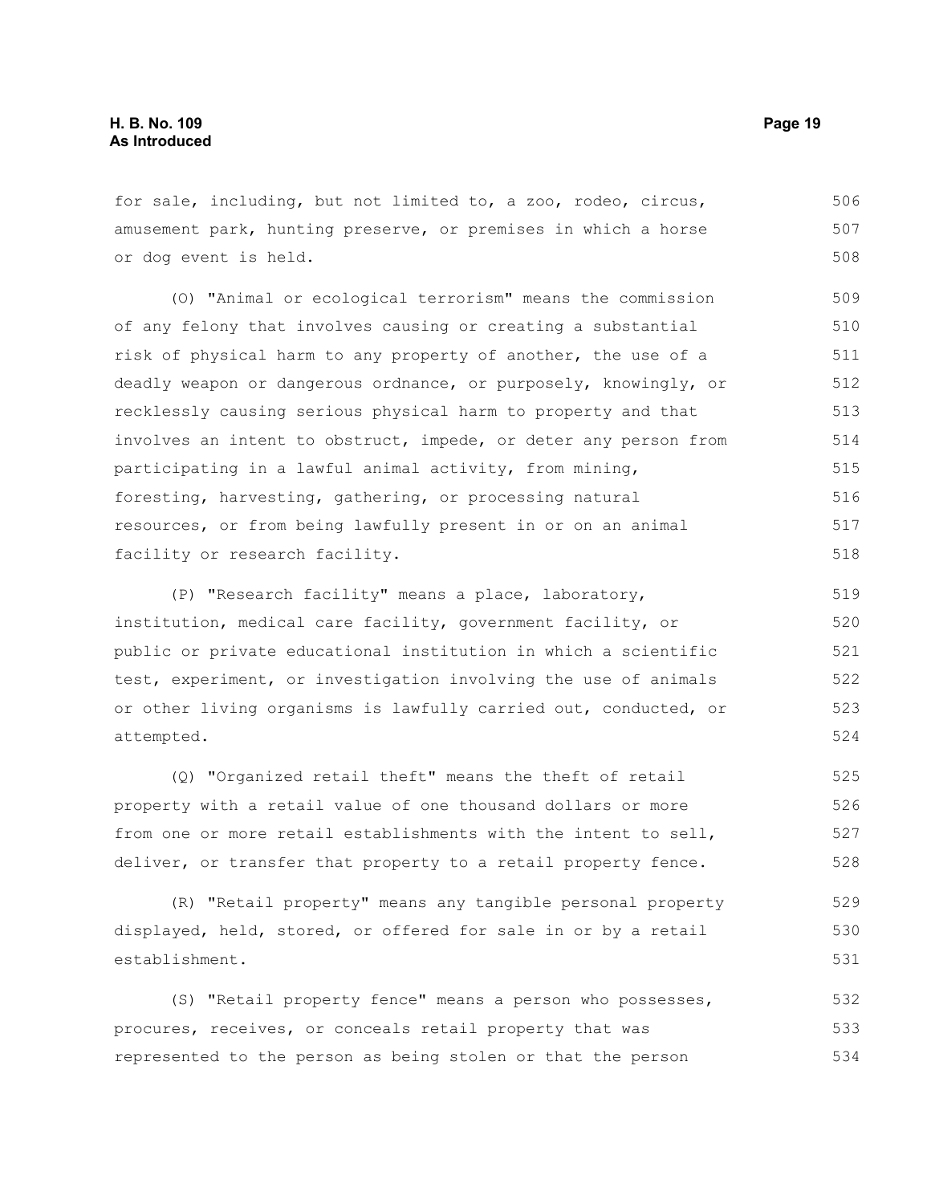for sale, including, but not limited to, a zoo, rodeo, circus, amusement park, hunting preserve, or premises in which a horse or dog event is held.

(O) "Animal or ecological terrorism" means the commission of any felony that involves causing or creating a substantial risk of physical harm to any property of another, the use of a deadly weapon or dangerous ordnance, or purposely, knowingly, or recklessly causing serious physical harm to property and that involves an intent to obstruct, impede, or deter any person from participating in a lawful animal activity, from mining, foresting, harvesting, gathering, or processing natural resources, or from being lawfully present in or on an animal facility or research facility.

(P) "Research facility" means a place, laboratory, institution, medical care facility, government facility, or public or private educational institution in which a scientific test, experiment, or investigation involving the use of animals or other living organisms is lawfully carried out, conducted, or attempted.

(Q) "Organized retail theft" means the theft of retail property with a retail value of one thousand dollars or more from one or more retail establishments with the intent to sell, deliver, or transfer that property to a retail property fence.

(R) "Retail property" means any tangible personal property displayed, held, stored, or offered for sale in or by a retail establishment.

(S) "Retail property fence" means a person who possesses, procures, receives, or conceals retail property that was represented to the person as being stolen or that the person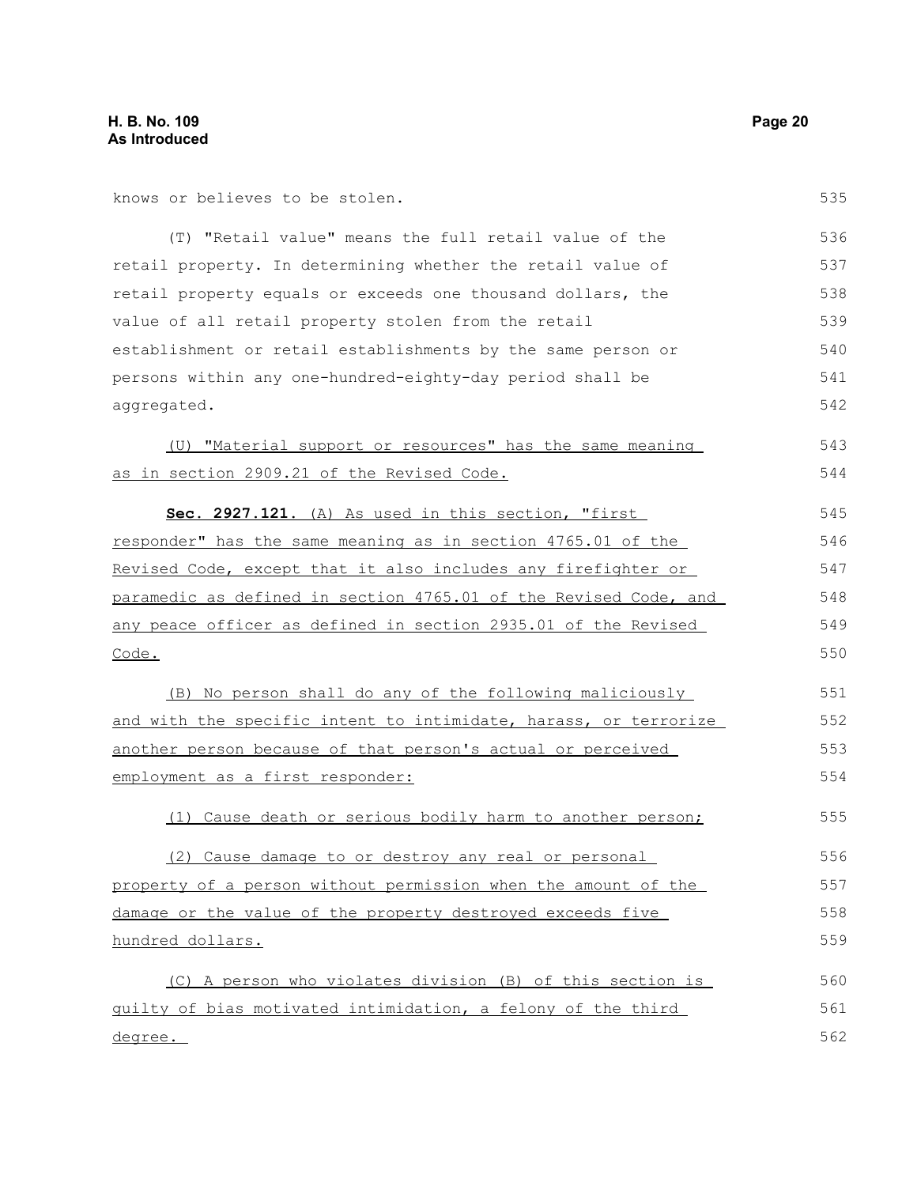knows or believes to be stolen.

(T) "Retail value" means the full retail value of the retail property. In determining whether the retail value of retail property equals or exceeds one thousand dollars, the value of all retail property stolen from the retail establishment or retail establishments by the same person or persons within any one-hundred-eighty-day period shall be aggregated.

(U) "Material support or resources" has the same meaning as in section 2909.21 of the Revised Code.

**Sec. 2927.121.** (A) As used in this section, "first responder" has the same meaning as in section 4765.01 of the Revised Code, except that it also includes any firefighter or paramedic as defined in section 4765.01 of the Revised Code, and any peace officer as defined in section 2935.01 of the Revised Code.

(B) No person shall do any of the following maliciously and with the specific intent to intimidate, harass, or terrorize another person because of that person's actual or perceived employment as a first responder:

(1) Cause death or serious bodily harm to another person;

(2) Cause damage to or destroy any real or personal property of a person without permission when the amount of the damage or the value of the property destroyed exceeds five hundred dollars.

(C) A person who violates division (B) of this section is guilty of bias motivated intimidation, a felony of the third degree.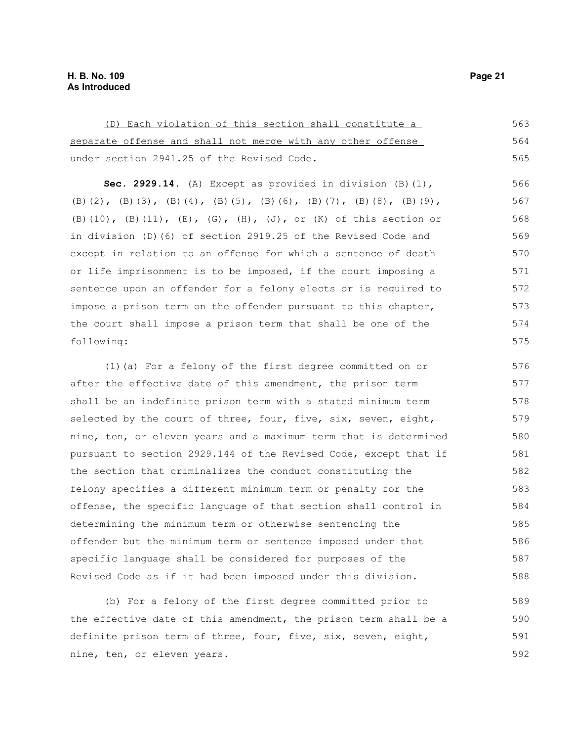(D) Each violation of this section shall constitute a separate offense and shall not merge with any other offense under section 2941.25 of the Revised Code.

**Sec. 2929.14.** (A) Except as provided in division (B)(1), (B)(2), (B)(3), (B)(4), (B)(5), (B)(6), (B)(7), (B)(8), (B)(9), (B)(10), (B)(11), (E), (G), (H), (J), or (K) of this section or in division (D)(6) of section 2919.25 of the Revised Code and except in relation to an offense for which a sentence of death or life imprisonment is to be imposed, if the court imposing a sentence upon an offender for a felony elects or is required to impose a prison term on the offender pursuant to this chapter, the court shall impose a prison term that shall be one of the following:

(1)(a) For a felony of the first degree committed on or after the effective date of this amendment, the prison term shall be an indefinite prison term with a stated minimum term selected by the court of three, four, five, six, seven, eight, nine, ten, or eleven years and a maximum term that is determined pursuant to section 2929.144 of the Revised Code, except that if the section that criminalizes the conduct constituting the felony specifies a different minimum term or penalty for the offense, the specific language of that section shall control in determining the minimum term or otherwise sentencing the offender but the minimum term or sentence imposed under that specific language shall be considered for purposes of the Revised Code as if it had been imposed under this division.

(b) For a felony of the first degree committed prior to the effective date of this amendment, the prison term shall be a definite prison term of three, four, five, six, seven, eight, nine, ten, or eleven years.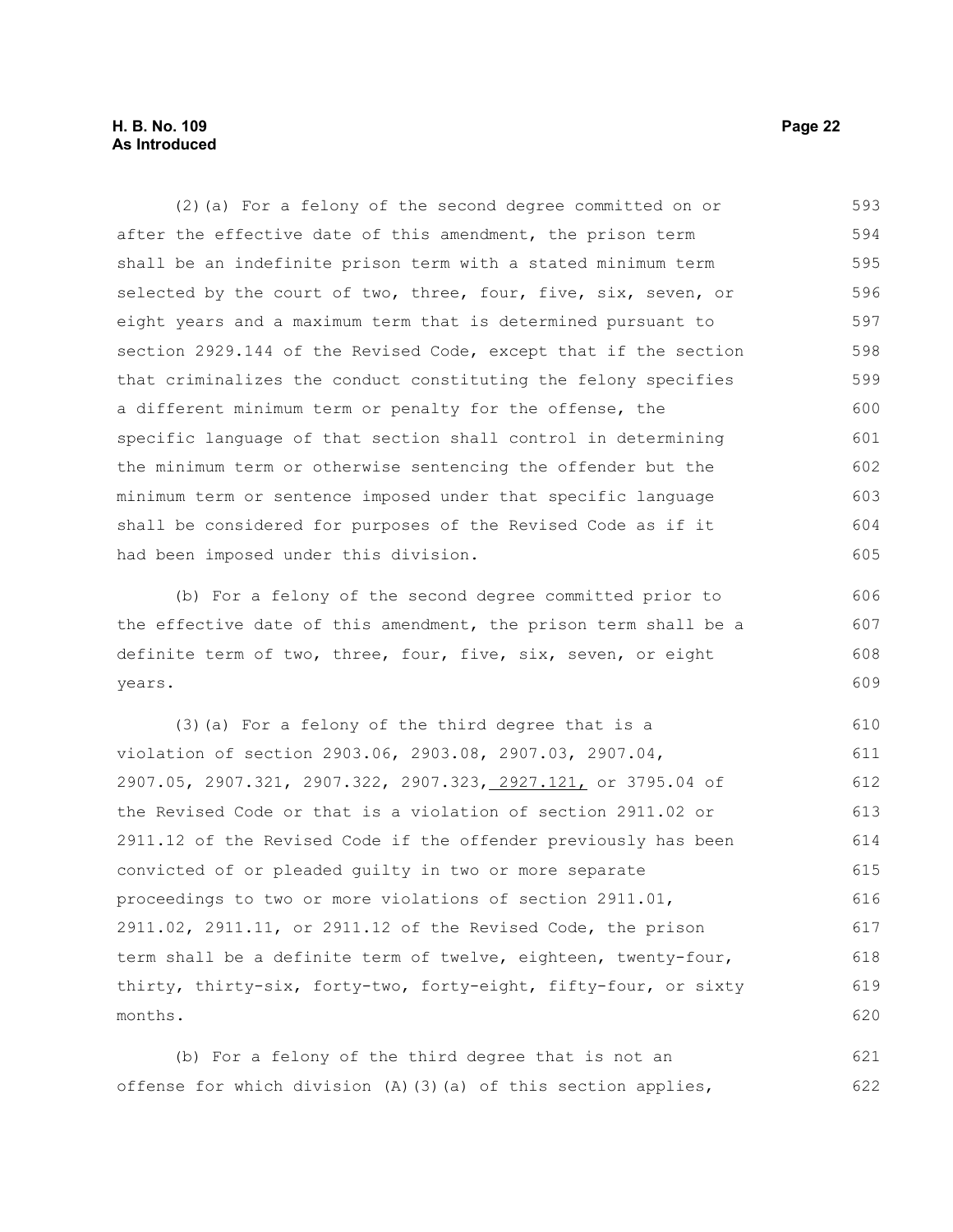(2)(a) For a felony of the second degree committed on or after the effective date of this amendment, the prison term shall be an indefinite prison term with a stated minimum term selected by the court of two, three, four, five, six, seven, or eight years and a maximum term that is determined pursuant to section 2929.144 of the Revised Code, except that if the section that criminalizes the conduct constituting the felony specifies a different minimum term or penalty for the offense, the specific language of that section shall control in determining the minimum term or otherwise sentencing the offender but the minimum term or sentence imposed under that specific language shall be considered for purposes of the Revised Code as if it had been imposed under this division.

(b) For a felony of the second degree committed prior to the effective date of this amendment, the prison term shall be a definite term of two, three, four, five, six, seven, or eight years.

(3)(a) For a felony of the third degree that is a violation of section 2903.06, 2903.08, 2907.03, 2907.04, 2907.05, 2907.321, 2907.322, 2907.323, 2927.121, or 3795.04 of the Revised Code or that is a violation of section 2911.02 or 2911.12 of the Revised Code if the offender previously has been convicted of or pleaded guilty in two or more separate proceedings to two or more violations of section 2911.01, 2911.02, 2911.11, or 2911.12 of the Revised Code, the prison term shall be a definite term of twelve, eighteen, twenty-four, thirty, thirty-six, forty-two, forty-eight, fifty-four, or sixty months.

(b) For a felony of the third degree that is not an offense for which division (A)(3)(a) of this section applies,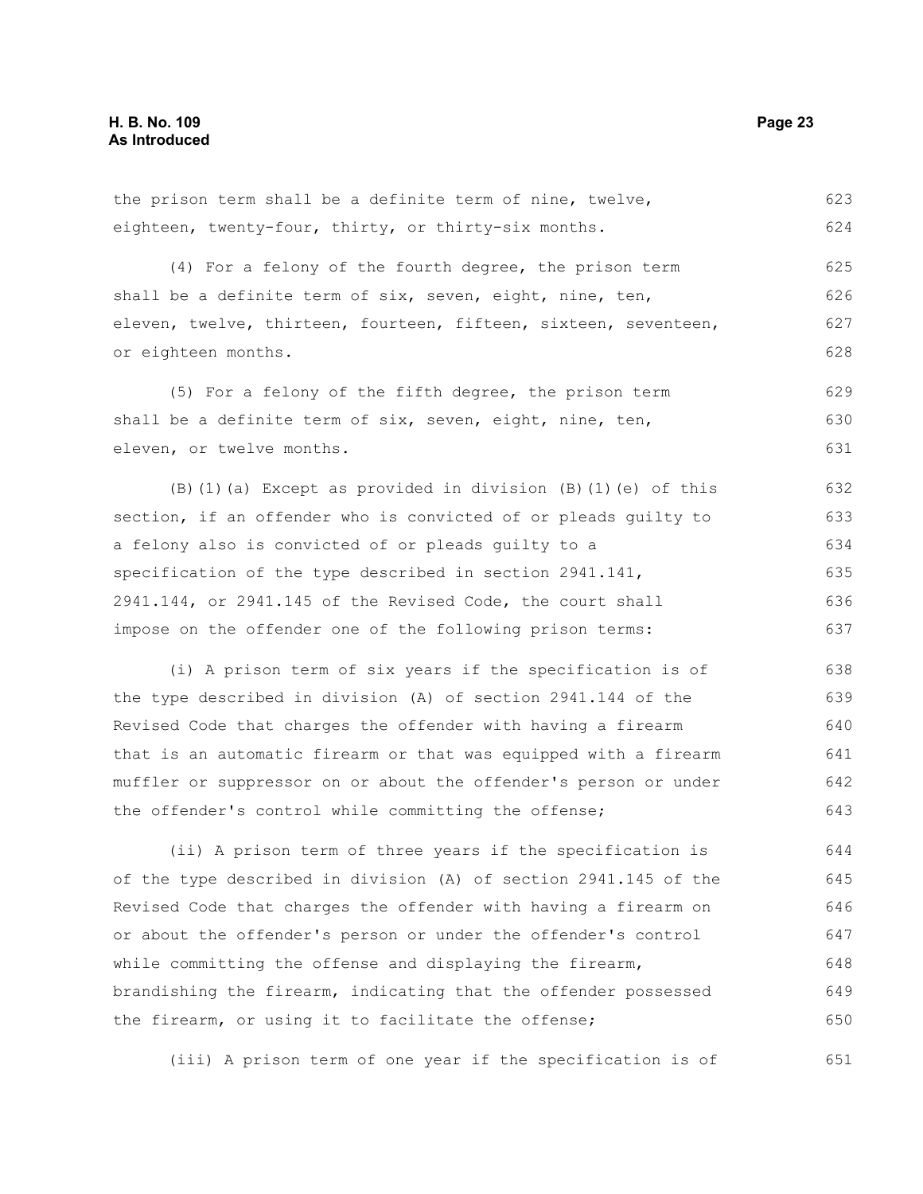the prison term shall be a definite term of nine, twelve, eighteen, twenty-four, thirty, or thirty-six months.

(4) For a felony of the fourth degree, the prison term shall be a definite term of six, seven, eight, nine, ten, eleven, twelve, thirteen, fourteen, fifteen, sixteen, seventeen, or eighteen months.

(5) For a felony of the fifth degree, the prison term shall be a definite term of six, seven, eight, nine, ten, eleven, or twelve months.

(B)(1)(a) Except as provided in division (B)(1)(e) of this section, if an offender who is convicted of or pleads guilty to a felony also is convicted of or pleads guilty to a specification of the type described in section 2941.141, 2941.144, or 2941.145 of the Revised Code, the court shall impose on the offender one of the following prison terms:

(i) A prison term of six years if the specification is of the type described in division (A) of section 2941.144 of the Revised Code that charges the offender with having a firearm that is an automatic firearm or that was equipped with a firearm muffler or suppressor on or about the offender's person or under the offender's control while committing the offense;

(ii) A prison term of three years if the specification is of the type described in division (A) of section 2941.145 of the Revised Code that charges the offender with having a firearm on or about the offender's person or under the offender's control while committing the offense and displaying the firearm, brandishing the firearm, indicating that the offender possessed the firearm, or using it to facilitate the offense;

(iii) A prison term of one year if the specification is of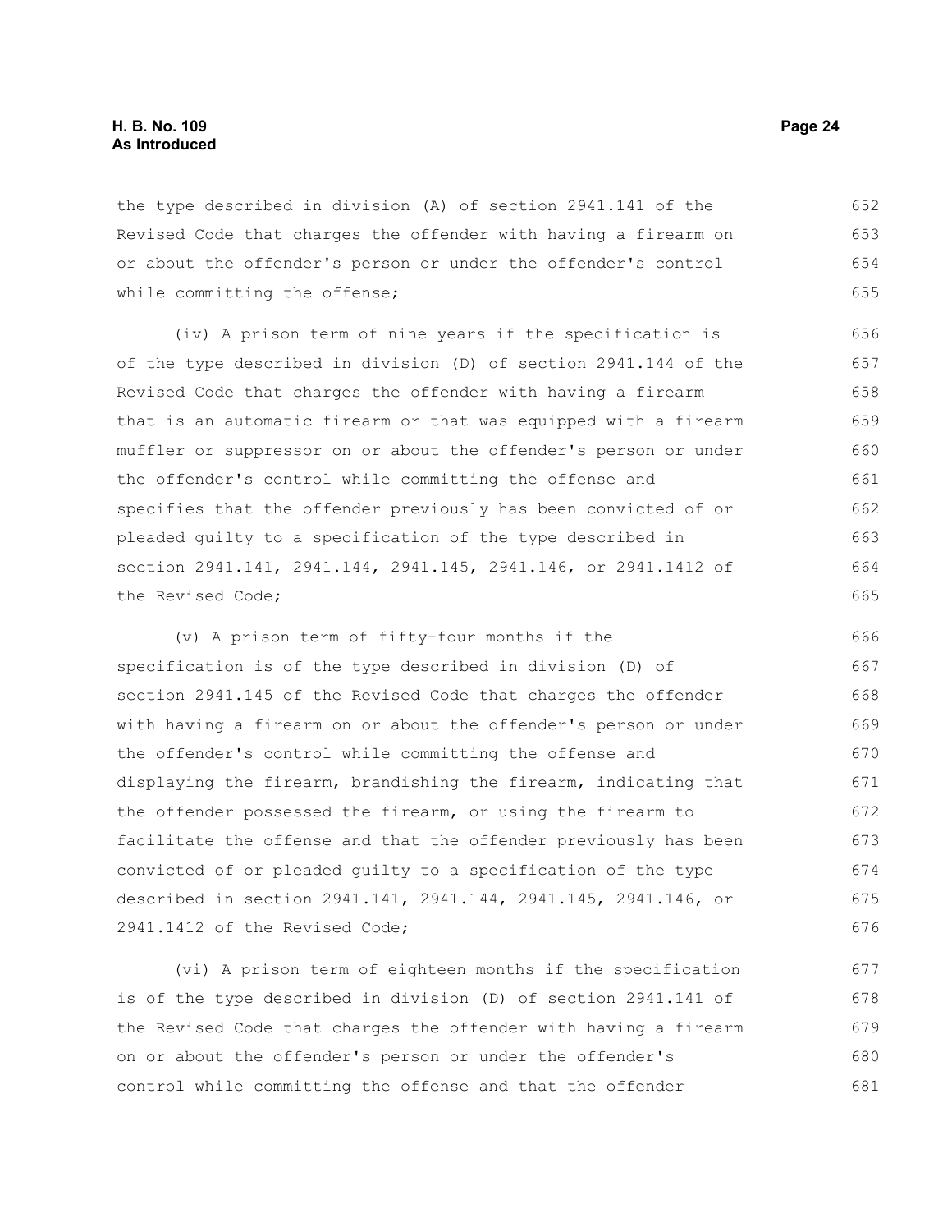the type described in division (A) of section 2941.141 of the Revised Code that charges the offender with having a firearm on or about the offender's person or under the offender's control while committing the offense;

(iv) A prison term of nine years if the specification is of the type described in division (D) of section 2941.144 of the Revised Code that charges the offender with having a firearm that is an automatic firearm or that was equipped with a firearm muffler or suppressor on or about the offender's person or under the offender's control while committing the offense and specifies that the offender previously has been convicted of or pleaded guilty to a specification of the type described in section 2941.141, 2941.144, 2941.145, 2941.146, or 2941.1412 of the Revised Code;

(v) A prison term of fifty-four months if the specification is of the type described in division (D) of section 2941.145 of the Revised Code that charges the offender with having a firearm on or about the offender's person or under the offender's control while committing the offense and displaying the firearm, brandishing the firearm, indicating that the offender possessed the firearm, or using the firearm to facilitate the offense and that the offender previously has been convicted of or pleaded guilty to a specification of the type described in section 2941.141, 2941.144, 2941.145, 2941.146, or 2941.1412 of the Revised Code;

(vi) A prison term of eighteen months if the specification is of the type described in division (D) of section 2941.141 of the Revised Code that charges the offender with having a firearm on or about the offender's person or under the offender's control while committing the offense and that the offender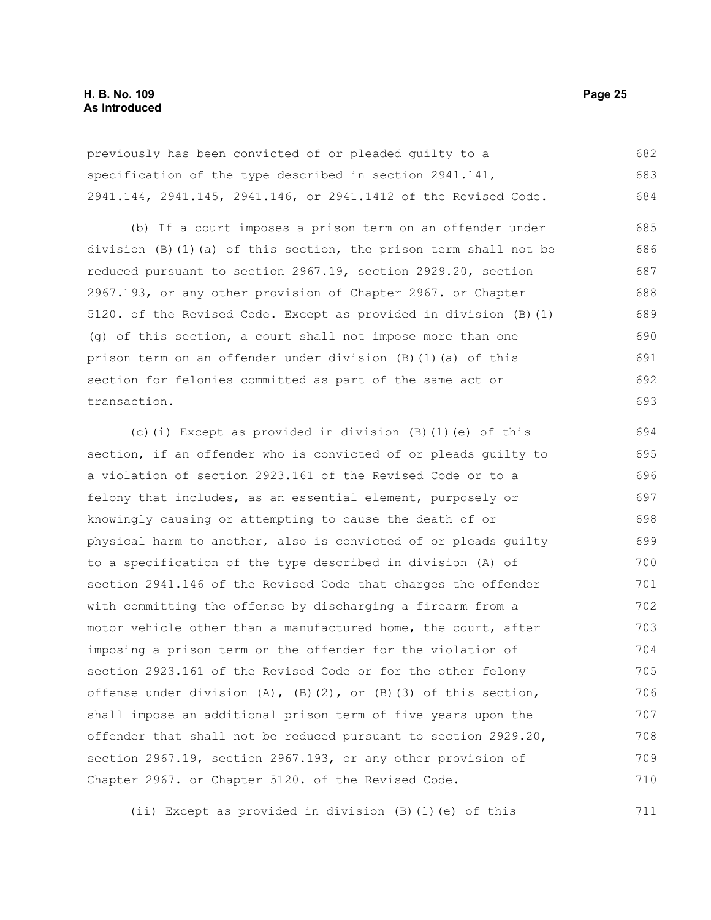previously has been convicted of or pleaded guilty to a specification of the type described in section 2941.141, 2941.144, 2941.145, 2941.146, or 2941.1412 of the Revised Code.

(b) If a court imposes a prison term on an offender under division (B)(1)(a) of this section, the prison term shall not be reduced pursuant to section 2967.19, section 2929.20, section 2967.193, or any other provision of Chapter 2967. or Chapter 5120. of the Revised Code. Except as provided in division (B)(1)(g) of this section, a court shall not impose more than one prison term on an offender under division (B)(1)(a) of this section for felonies committed as part of the same act or transaction.

(c)(i) Except as provided in division (B)(1)(e) of this section, if an offender who is convicted of or pleads guilty to a violation of section 2923.161 of the Revised Code or to a felony that includes, as an essential element, purposely or knowingly causing or attempting to cause the death of or physical harm to another, also is convicted of or pleads guilty to a specification of the type described in division (A) of section 2941.146 of the Revised Code that charges the offender with committing the offense by discharging a firearm from a motor vehicle other than a manufactured home, the court, after imposing a prison term on the offender for the violation of section 2923.161 of the Revised Code or for the other felony offense under division (A), (B)(2), or (B)(3) of this section, shall impose an additional prison term of five years upon the offender that shall not be reduced pursuant to section 2929.20, section 2967.19, section 2967.193, or any other provision of Chapter 2967. or Chapter 5120. of the Revised Code.

(ii) Except as provided in division (B)(1)(e) of this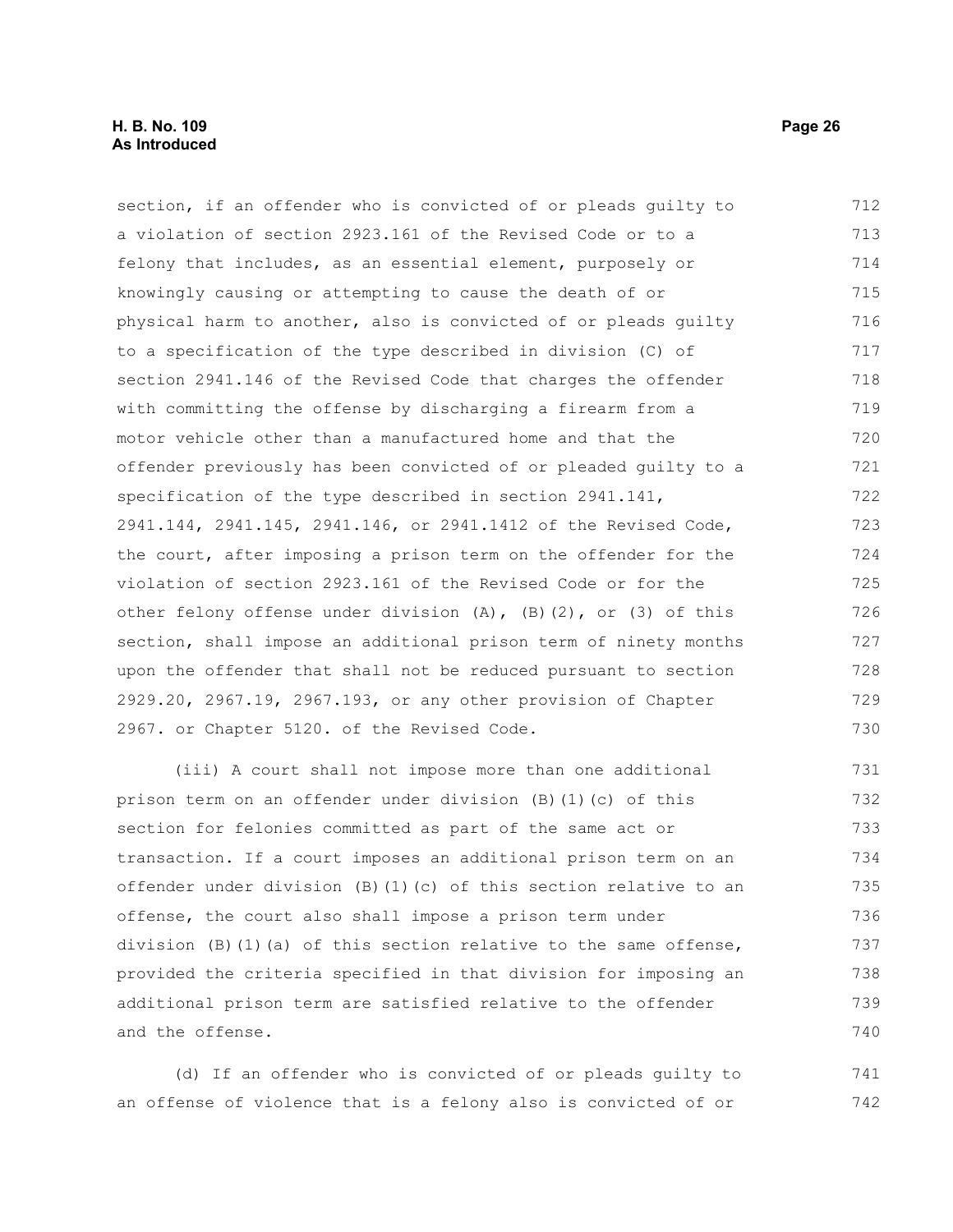section, if an offender who is convicted of or pleads guilty to a violation of section 2923.161 of the Revised Code or to a felony that includes, as an essential element, purposely or knowingly causing or attempting to cause the death of or physical harm to another, also is convicted of or pleads guilty to a specification of the type described in division (C) of section 2941.146 of the Revised Code that charges the offender with committing the offense by discharging a firearm from a motor vehicle other than a manufactured home and that the offender previously has been convicted of or pleaded guilty to a specification of the type described in section 2941.141, 2941.144, 2941.145, 2941.146, or 2941.1412 of the Revised Code, the court, after imposing a prison term on the offender for the violation of section 2923.161 of the Revised Code or for the other felony offense under division (A), (B)(2), or (3) of this section, shall impose an additional prison term of ninety months upon the offender that shall not be reduced pursuant to section 2929.20, 2967.19, 2967.193, or any other provision of Chapter 2967. or Chapter 5120. of the Revised Code.

(iii) A court shall not impose more than one additional prison term on an offender under division (B)(1)(c) of this section for felonies committed as part of the same act or transaction. If a court imposes an additional prison term on an offender under division (B)(1)(c) of this section relative to an offense, the court also shall impose a prison term under division (B)(1)(a) of this section relative to the same offense, provided the criteria specified in that division for imposing an additional prison term are satisfied relative to the offender and the offense.

(d) If an offender who is convicted of or pleads guilty to an offense of violence that is a felony also is convicted of or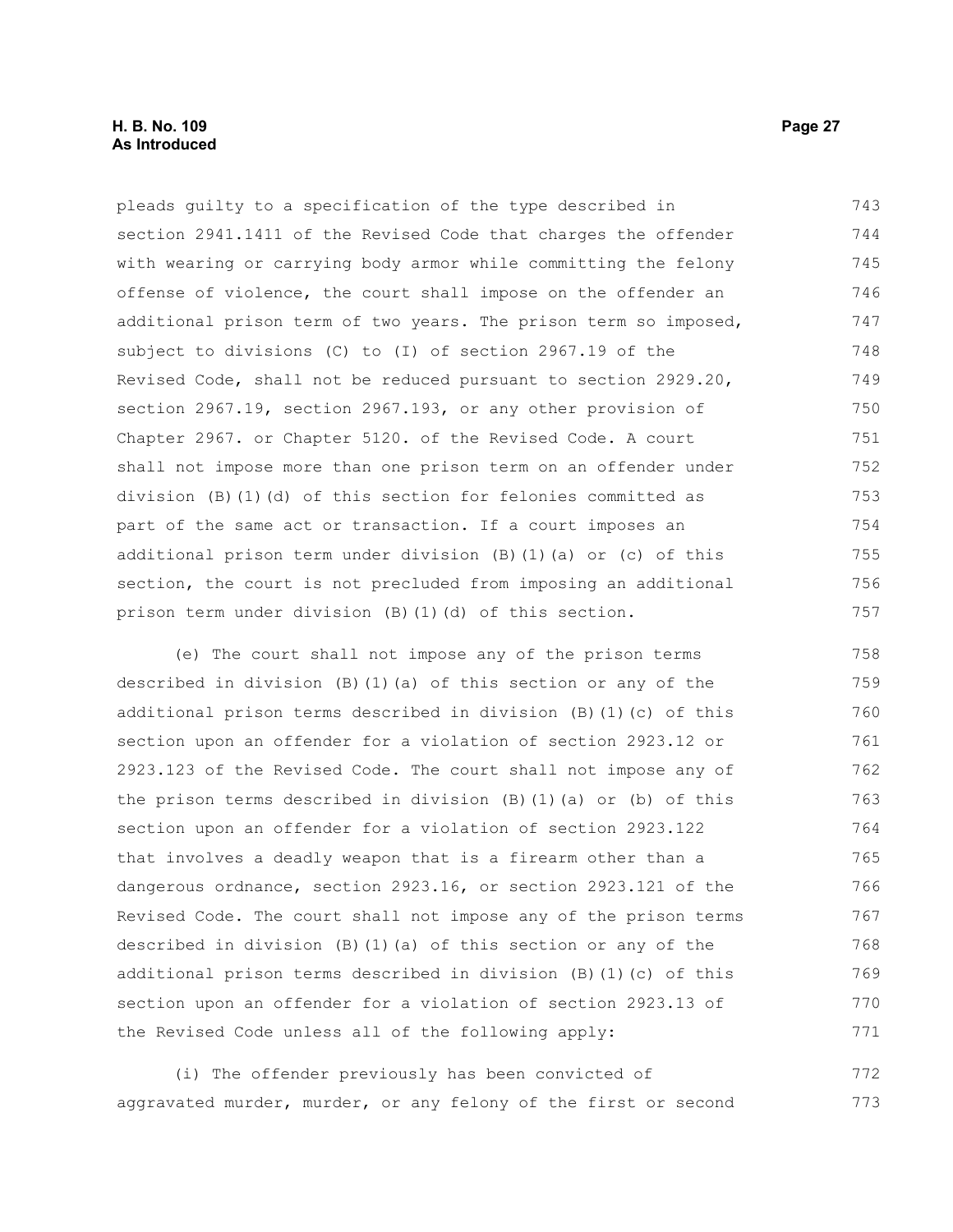pleads guilty to a specification of the type described in section 2941.1411 of the Revised Code that charges the offender with wearing or carrying body armor while committing the felony offense of violence, the court shall impose on the offender an additional prison term of two years. The prison term so imposed, subject to divisions (C) to (I) of section 2967.19 of the Revised Code, shall not be reduced pursuant to section 2929.20, section 2967.19, section 2967.193, or any other provision of Chapter 2967. or Chapter 5120. of the Revised Code. A court shall not impose more than one prison term on an offender under division (B)(1)(d) of this section for felonies committed as part of the same act or transaction. If a court imposes an additional prison term under division (B)(1)(a) or (c) of this section, the court is not precluded from imposing an additional prison term under division (B)(1)(d) of this section.

(e) The court shall not impose any of the prison terms described in division (B)(1)(a) of this section or any of the additional prison terms described in division (B)(1)(c) of this section upon an offender for a violation of section 2923.12 or 2923.123 of the Revised Code. The court shall not impose any of the prison terms described in division (B)(1)(a) or (b) of this section upon an offender for a violation of section 2923.122 that involves a deadly weapon that is a firearm other than a dangerous ordnance, section 2923.16, or section 2923.121 of the Revised Code. The court shall not impose any of the prison terms described in division (B)(1)(a) of this section or any of the additional prison terms described in division (B)(1)(c) of this section upon an offender for a violation of section 2923.13 of the Revised Code unless all of the following apply:

(i) The offender previously has been convicted of aggravated murder, murder, or any felony of the first or second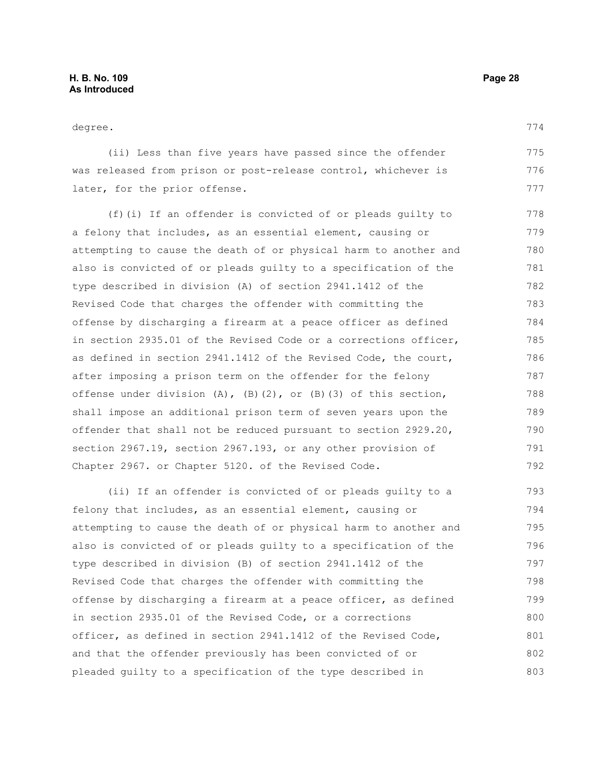degree.

(ii) Less than five years have passed since the offender was released from prison or post-release control, whichever is later, for the prior offense.

(f)(i) If an offender is convicted of or pleads guilty to a felony that includes, as an essential element, causing or attempting to cause the death of or physical harm to another and also is convicted of or pleads guilty to a specification of the type described in division (A) of section 2941.1412 of the Revised Code that charges the offender with committing the offense by discharging a firearm at a peace officer as defined in section 2935.01 of the Revised Code or a corrections officer, as defined in section 2941.1412 of the Revised Code, the court, after imposing a prison term on the offender for the felony offense under division (A), (B)(2), or (B)(3) of this section, shall impose an additional prison term of seven years upon the offender that shall not be reduced pursuant to section 2929.20, section 2967.19, section 2967.193, or any other provision of Chapter 2967. or Chapter 5120. of the Revised Code.

(ii) If an offender is convicted of or pleads guilty to a felony that includes, as an essential element, causing or attempting to cause the death of or physical harm to another and also is convicted of or pleads guilty to a specification of the type described in division (B) of section 2941.1412 of the Revised Code that charges the offender with committing the offense by discharging a firearm at a peace officer, as defined in section 2935.01 of the Revised Code, or a corrections officer, as defined in section 2941.1412 of the Revised Code, and that the offender previously has been convicted of or pleaded guilty to a specification of the type described in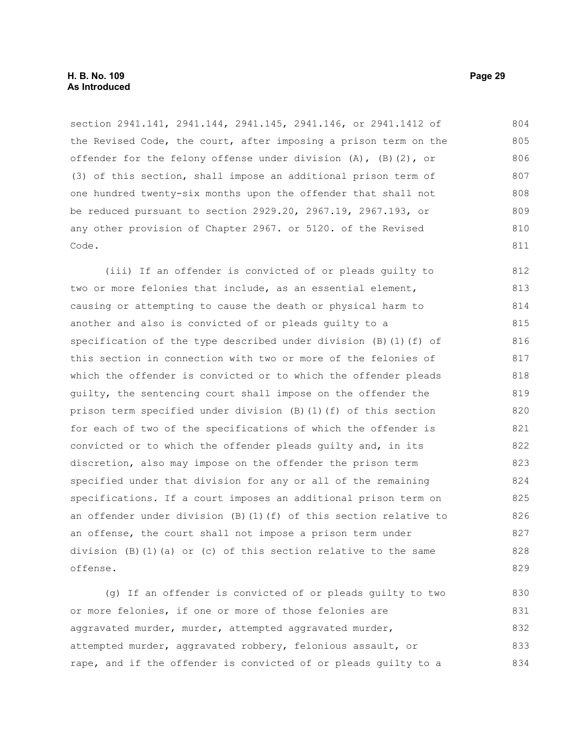section 2941.141, 2941.144, 2941.145, 2941.146, or 2941.1412 of the Revised Code, the court, after imposing a prison term on the offender for the felony offense under division (A), (B)(2), or (3) of this section, shall impose an additional prison term of one hundred twenty-six months upon the offender that shall not be reduced pursuant to section 2929.20, 2967.19, 2967.193, or any other provision of Chapter 2967. or 5120. of the Revised Code.

(iii) If an offender is convicted of or pleads guilty to two or more felonies that include, as an essential element, causing or attempting to cause the death or physical harm to another and also is convicted of or pleads guilty to a specification of the type described under division (B)(1)(f) of this section in connection with two or more of the felonies of which the offender is convicted or to which the offender pleads guilty, the sentencing court shall impose on the offender the prison term specified under division (B)(1)(f) of this section for each of two of the specifications of which the offender is convicted or to which the offender pleads guilty and, in its discretion, also may impose on the offender the prison term specified under that division for any or all of the remaining specifications. If a court imposes an additional prison term on an offender under division (B)(1)(f) of this section relative to an offense, the court shall not impose a prison term under division (B)(1)(a) or (c) of this section relative to the same offense.

(g) If an offender is convicted of or pleads guilty to two or more felonies, if one or more of those felonies are aggravated murder, murder, attempted aggravated murder, attempted murder, aggravated robbery, felonious assault, or rape, and if the offender is convicted of or pleads guilty to a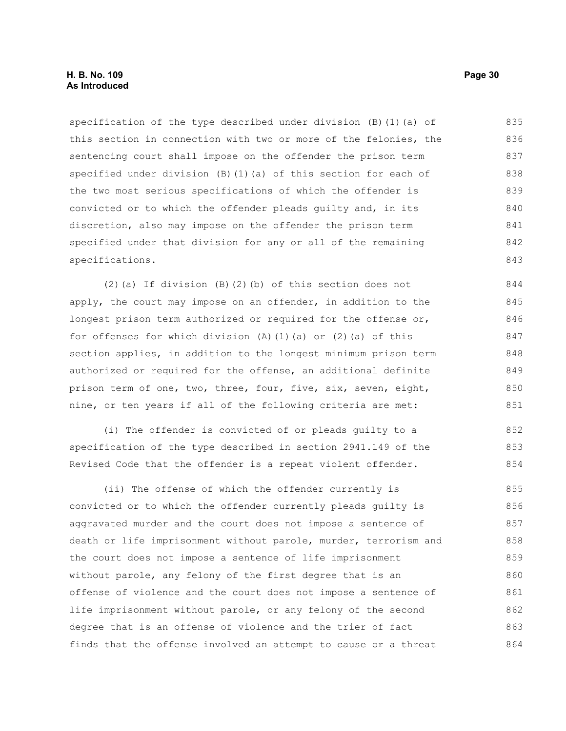specification of the type described under division (B)(1)(a) of this section in connection with two or more of the felonies, the sentencing court shall impose on the offender the prison term specified under division (B)(1)(a) of this section for each of the two most serious specifications of which the offender is convicted or to which the offender pleads guilty and, in its discretion, also may impose on the offender the prison term specified under that division for any or all of the remaining specifications.

(2)(a) If division (B)(2)(b) of this section does not apply, the court may impose on an offender, in addition to the longest prison term authorized or required for the offense or, for offenses for which division (A)(1)(a) or (2)(a) of this section applies, in addition to the longest minimum prison term authorized or required for the offense, an additional definite prison term of one, two, three, four, five, six, seven, eight, nine, or ten years if all of the following criteria are met:

(i) The offender is convicted of or pleads guilty to a specification of the type described in section 2941.149 of the Revised Code that the offender is a repeat violent offender.

(ii) The offense of which the offender currently is convicted or to which the offender currently pleads guilty is aggravated murder and the court does not impose a sentence of death or life imprisonment without parole, murder, terrorism and the court does not impose a sentence of life imprisonment without parole, any felony of the first degree that is an offense of violence and the court does not impose a sentence of life imprisonment without parole, or any felony of the second degree that is an offense of violence and the trier of fact finds that the offense involved an attempt to cause or a threat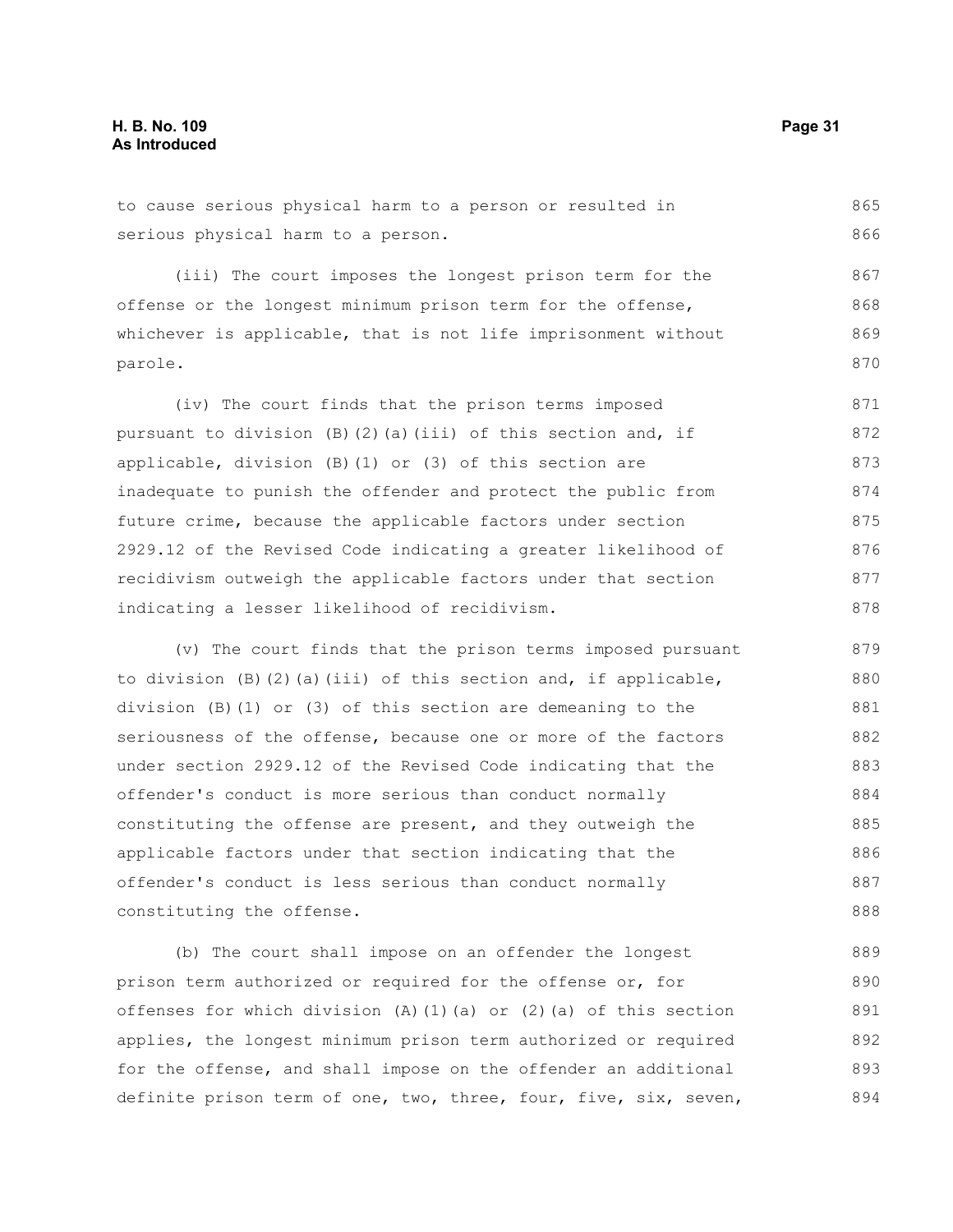to cause serious physical harm to a person or resulted in serious physical harm to a person.

(iii) The court imposes the longest prison term for the offense or the longest minimum prison term for the offense, whichever is applicable, that is not life imprisonment without parole.

(iv) The court finds that the prison terms imposed pursuant to division (B)(2)(a)(iii) of this section and, if applicable, division (B)(1) or (3) of this section are inadequate to punish the offender and protect the public from future crime, because the applicable factors under section 2929.12 of the Revised Code indicating a greater likelihood of recidivism outweigh the applicable factors under that section indicating a lesser likelihood of recidivism.

(v) The court finds that the prison terms imposed pursuant to division (B)(2)(a)(iii) of this section and, if applicable, division (B)(1) or (3) of this section are demeaning to the seriousness of the offense, because one or more of the factors under section 2929.12 of the Revised Code indicating that the offender's conduct is more serious than conduct normally constituting the offense are present, and they outweigh the applicable factors under that section indicating that the offender's conduct is less serious than conduct normally constituting the offense.

(b) The court shall impose on an offender the longest prison term authorized or required for the offense or, for offenses for which division (A)(1)(a) or (2)(a) of this section applies, the longest minimum prison term authorized or required for the offense, and shall impose on the offender an additional definite prison term of one, two, three, four, five, six, seven,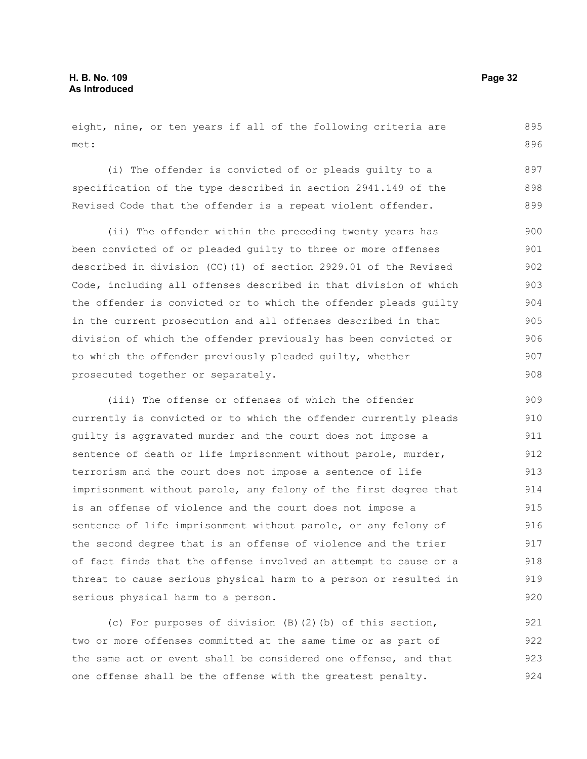eight, nine, or ten years if all of the following criteria are met:

(i) The offender is convicted of or pleads guilty to a specification of the type described in section 2941.149 of the Revised Code that the offender is a repeat violent offender.

(ii) The offender within the preceding twenty years has been convicted of or pleaded guilty to three or more offenses described in division (CC)(1) of section 2929.01 of the Revised Code, including all offenses described in that division of which the offender is convicted or to which the offender pleads guilty in the current prosecution and all offenses described in that division of which the offender previously has been convicted or to which the offender previously pleaded guilty, whether prosecuted together or separately.

(iii) The offense or offenses of which the offender currently is convicted or to which the offender currently pleads guilty is aggravated murder and the court does not impose a sentence of death or life imprisonment without parole, murder, terrorism and the court does not impose a sentence of life imprisonment without parole, any felony of the first degree that is an offense of violence and the court does not impose a sentence of life imprisonment without parole, or any felony of the second degree that is an offense of violence and the trier of fact finds that the offense involved an attempt to cause or a threat to cause serious physical harm to a person or resulted in serious physical harm to a person.

(c) For purposes of division (B)(2)(b) of this section, two or more offenses committed at the same time or as part of the same act or event shall be considered one offense, and that one offense shall be the offense with the greatest penalty.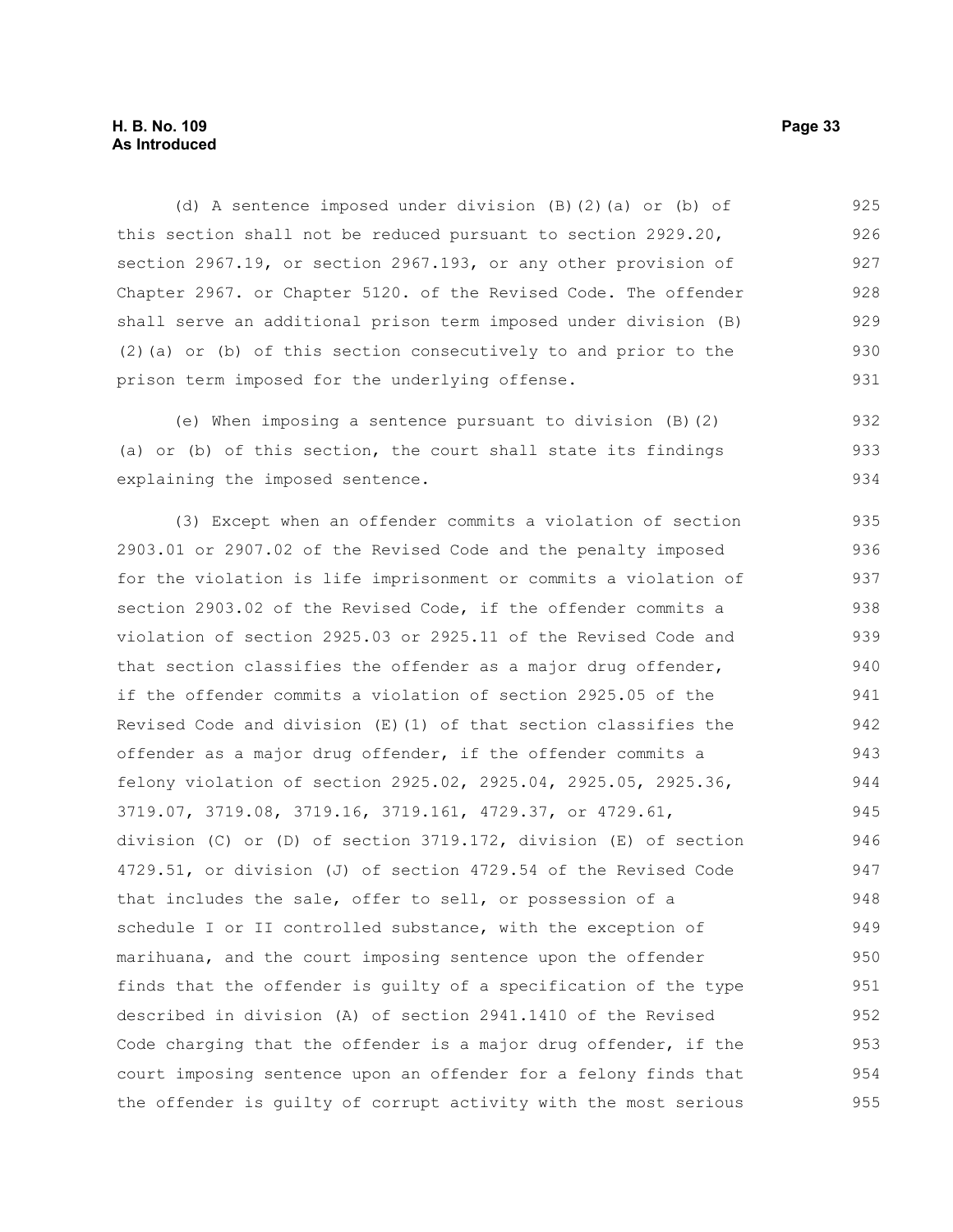(d) A sentence imposed under division (B)(2)(a) or (b) of this section shall not be reduced pursuant to section 2929.20, section 2967.19, or section 2967.193, or any other provision of Chapter 2967. or Chapter 5120. of the Revised Code. The offender shall serve an additional prison term imposed under division (B)(2)(a) or (b) of this section consecutively to and prior to the prison term imposed for the underlying offense.

(e) When imposing a sentence pursuant to division (B)(2)(a) or (b) of this section, the court shall state its findings explaining the imposed sentence.

(3) Except when an offender commits a violation of section 2903.01 or 2907.02 of the Revised Code and the penalty imposed for the violation is life imprisonment or commits a violation of section 2903.02 of the Revised Code, if the offender commits a violation of section 2925.03 or 2925.11 of the Revised Code and that section classifies the offender as a major drug offender, if the offender commits a violation of section 2925.05 of the Revised Code and division (E)(1) of that section classifies the offender as a major drug offender, if the offender commits a felony violation of section 2925.02, 2925.04, 2925.05, 2925.36, 3719.07, 3719.08, 3719.16, 3719.161, 4729.37, or 4729.61, division (C) or (D) of section 3719.172, division (E) of section 4729.51, or division (J) of section 4729.54 of the Revised Code that includes the sale, offer to sell, or possession of a schedule I or II controlled substance, with the exception of marihuana, and the court imposing sentence upon the offender finds that the offender is guilty of a specification of the type described in division (A) of section 2941.1410 of the Revised Code charging that the offender is a major drug offender, if the court imposing sentence upon an offender for a felony finds that the offender is guilty of corrupt activity with the most serious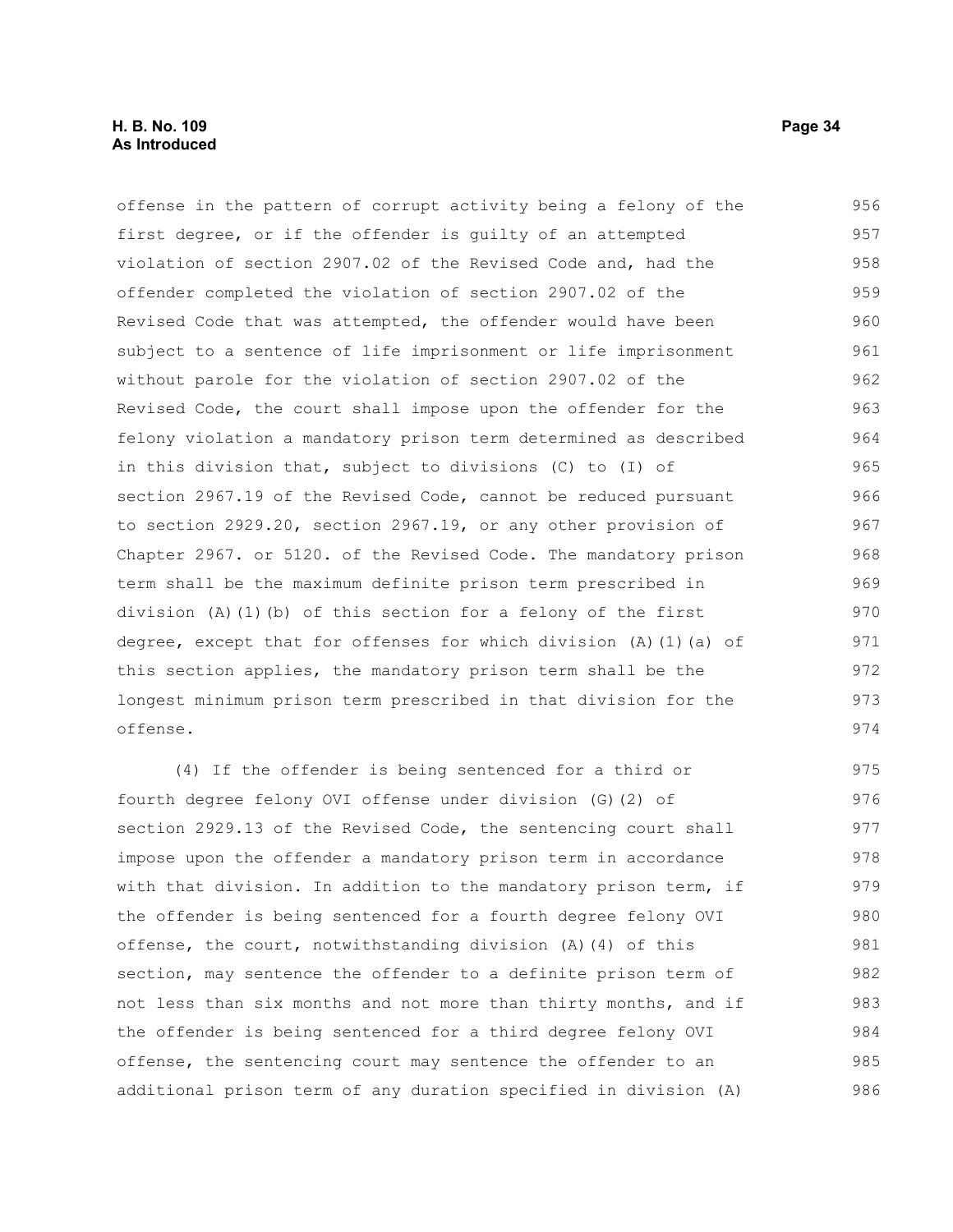offense in the pattern of corrupt activity being a felony of the first degree, or if the offender is guilty of an attempted violation of section 2907.02 of the Revised Code and, had the offender completed the violation of section 2907.02 of the Revised Code that was attempted, the offender would have been subject to a sentence of life imprisonment or life imprisonment without parole for the violation of section 2907.02 of the Revised Code, the court shall impose upon the offender for the felony violation a mandatory prison term determined as described in this division that, subject to divisions (C) to (I) of section 2967.19 of the Revised Code, cannot be reduced pursuant to section 2929.20, section 2967.19, or any other provision of Chapter 2967. or 5120. of the Revised Code. The mandatory prison term shall be the maximum definite prison term prescribed in division (A)(1)(b) of this section for a felony of the first degree, except that for offenses for which division (A)(1)(a) of this section applies, the mandatory prison term shall be the longest minimum prison term prescribed in that division for the offense.

(4) If the offender is being sentenced for a third or fourth degree felony OVI offense under division (G)(2) of section 2929.13 of the Revised Code, the sentencing court shall impose upon the offender a mandatory prison term in accordance with that division. In addition to the mandatory prison term, if the offender is being sentenced for a fourth degree felony OVI offense, the court, notwithstanding division (A)(4) of this section, may sentence the offender to a definite prison term of not less than six months and not more than thirty months, and if the offender is being sentenced for a third degree felony OVI offense, the sentencing court may sentence the offender to an additional prison term of any duration specified in division (A)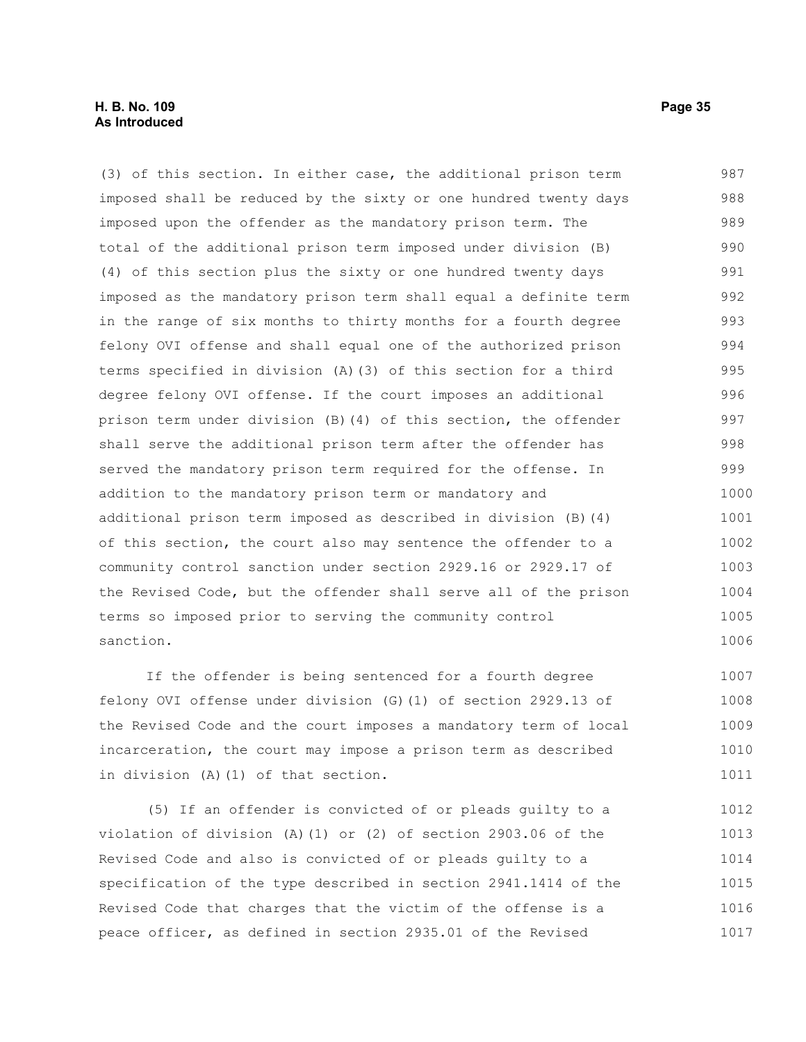(3) of this section. In either case, the additional prison term imposed shall be reduced by the sixty or one hundred twenty days imposed upon the offender as the mandatory prison term. The total of the additional prison term imposed under division (B)(4) of this section plus the sixty or one hundred twenty days imposed as the mandatory prison term shall equal a definite term in the range of six months to thirty months for a fourth degree felony OVI offense and shall equal one of the authorized prison terms specified in division (A)(3) of this section for a third degree felony OVI offense. If the court imposes an additional prison term under division (B)(4) of this section, the offender shall serve the additional prison term after the offender has served the mandatory prison term required for the offense. In addition to the mandatory prison term or mandatory and additional prison term imposed as described in division (B)(4) of this section, the court also may sentence the offender to a community control sanction under section 2929.16 or 2929.17 of the Revised Code, but the offender shall serve all of the prison terms so imposed prior to serving the community control sanction.

If the offender is being sentenced for a fourth degree felony OVI offense under division (G)(1) of section 2929.13 of the Revised Code and the court imposes a mandatory term of local incarceration, the court may impose a prison term as described in division (A)(1) of that section.

(5) If an offender is convicted of or pleads guilty to a violation of division (A)(1) or (2) of section 2903.06 of the Revised Code and also is convicted of or pleads guilty to a specification of the type described in section 2941.1414 of the Revised Code that charges that the victim of the offense is a peace officer, as defined in section 2935.01 of the Revised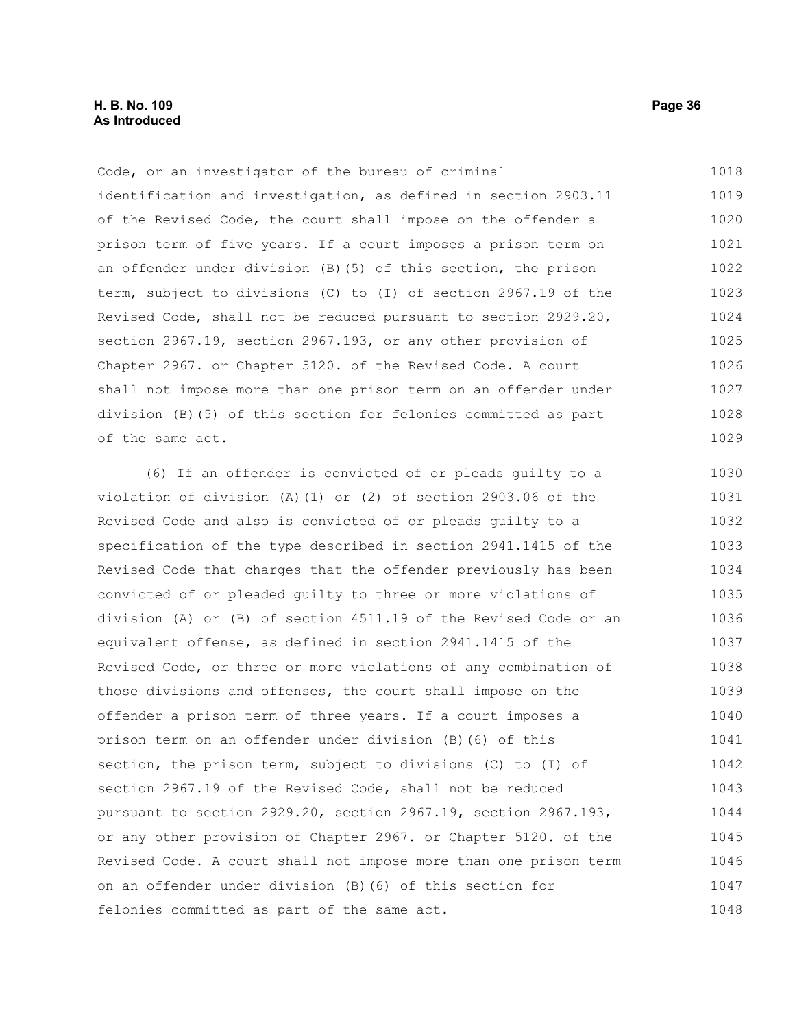Code, or an investigator of the bureau of criminal identification and investigation, as defined in section 2903.11 of the Revised Code, the court shall impose on the offender a prison term of five years. If a court imposes a prison term on an offender under division (B)(5) of this section, the prison term, subject to divisions (C) to (I) of section 2967.19 of the Revised Code, shall not be reduced pursuant to section 2929.20, section 2967.19, section 2967.193, or any other provision of Chapter 2967. or Chapter 5120. of the Revised Code. A court shall not impose more than one prison term on an offender under division (B)(5) of this section for felonies committed as part of the same act.

(6) If an offender is convicted of or pleads guilty to a violation of division (A)(1) or (2) of section 2903.06 of the Revised Code and also is convicted of or pleads guilty to a specification of the type described in section 2941.1415 of the Revised Code that charges that the offender previously has been convicted of or pleaded guilty to three or more violations of division (A) or (B) of section 4511.19 of the Revised Code or an equivalent offense, as defined in section 2941.1415 of the Revised Code, or three or more violations of any combination of those divisions and offenses, the court shall impose on the offender a prison term of three years. If a court imposes a prison term on an offender under division (B)(6) of this section, the prison term, subject to divisions (C) to (I) of section 2967.19 of the Revised Code, shall not be reduced pursuant to section 2929.20, section 2967.19, section 2967.193, or any other provision of Chapter 2967. or Chapter 5120. of the Revised Code. A court shall not impose more than one prison term on an offender under division (B)(6) of this section for felonies committed as part of the same act.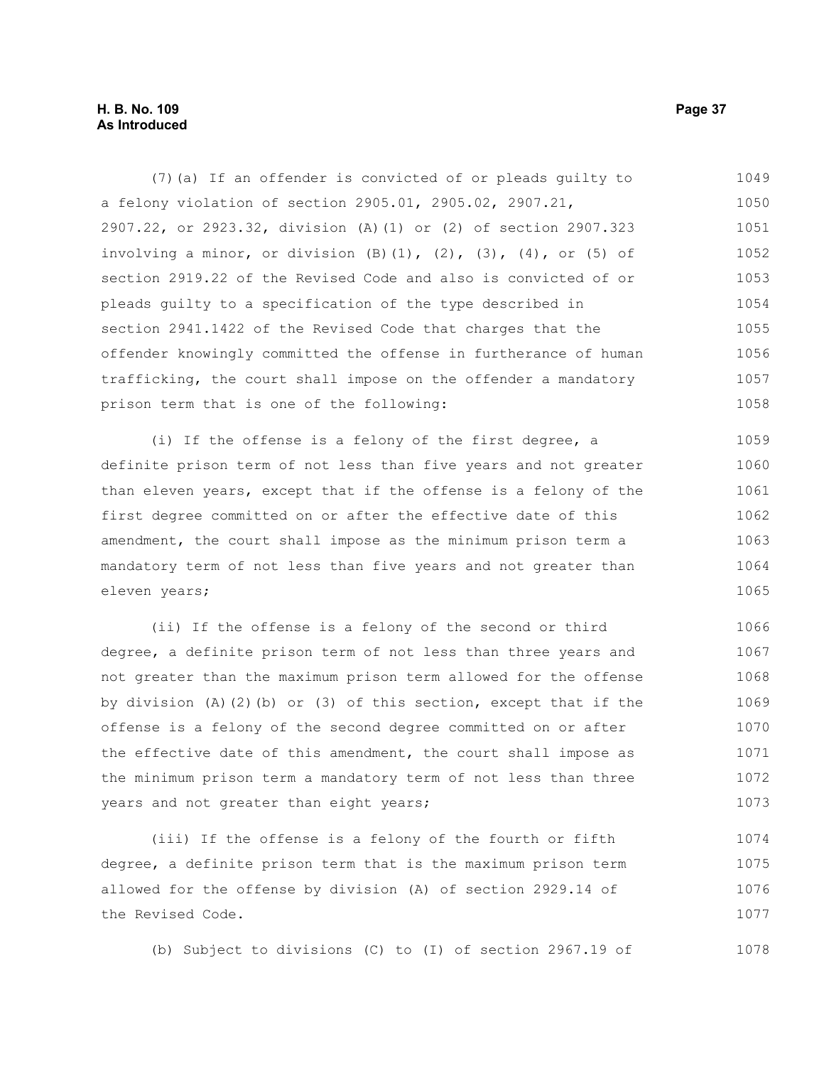(7)(a) If an offender is convicted of or pleads guilty to a felony violation of section 2905.01, 2905.02, 2907.21, 2907.22, or 2923.32, division (A)(1) or (2) of section 2907.323 involving a minor, or division (B)(1), (2), (3), (4), or (5) of section 2919.22 of the Revised Code and also is convicted of or pleads guilty to a specification of the type described in section 2941.1422 of the Revised Code that charges that the offender knowingly committed the offense in furtherance of human trafficking, the court shall impose on the offender a mandatory prison term that is one of the following:

(i) If the offense is a felony of the first degree, a definite prison term of not less than five years and not greater than eleven years, except that if the offense is a felony of the first degree committed on or after the effective date of this amendment, the court shall impose as the minimum prison term a mandatory term of not less than five years and not greater than eleven years;

(ii) If the offense is a felony of the second or third degree, a definite prison term of not less than three years and not greater than the maximum prison term allowed for the offense by division (A)(2)(b) or (3) of this section, except that if the offense is a felony of the second degree committed on or after the effective date of this amendment, the court shall impose as the minimum prison term a mandatory term of not less than three years and not greater than eight years;

(iii) If the offense is a felony of the fourth or fifth degree, a definite prison term that is the maximum prison term allowed for the offense by division (A) of section 2929.14 of the Revised Code.

(b) Subject to divisions (C) to (I) of section 2967.19 of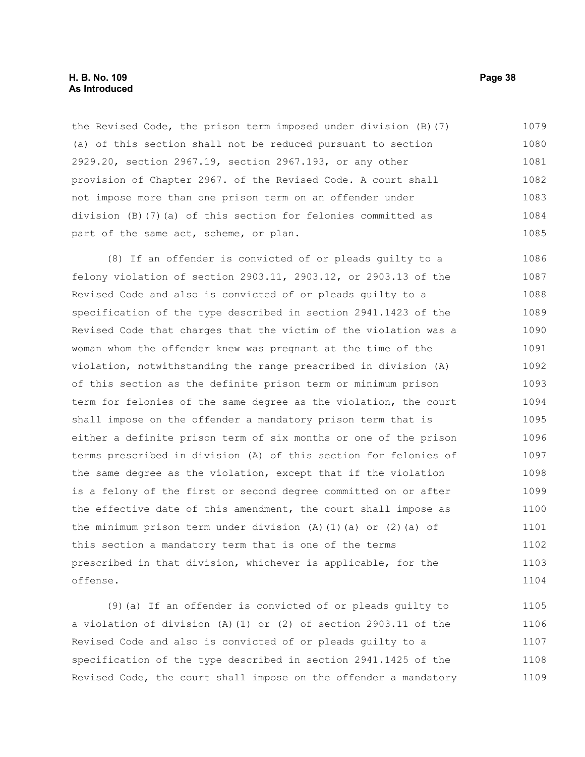the Revised Code, the prison term imposed under division (B)(7)(a) of this section shall not be reduced pursuant to section 2929.20, section 2967.19, section 2967.193, or any other provision of Chapter 2967. of the Revised Code. A court shall not impose more than one prison term on an offender under division (B)(7)(a) of this section for felonies committed as part of the same act, scheme, or plan.

(8) If an offender is convicted of or pleads guilty to a felony violation of section 2903.11, 2903.12, or 2903.13 of the Revised Code and also is convicted of or pleads guilty to a specification of the type described in section 2941.1423 of the Revised Code that charges that the victim of the violation was a woman whom the offender knew was pregnant at the time of the violation, notwithstanding the range prescribed in division (A) of this section as the definite prison term or minimum prison term for felonies of the same degree as the violation, the court shall impose on the offender a mandatory prison term that is either a definite prison term of six months or one of the prison terms prescribed in division (A) of this section for felonies of the same degree as the violation, except that if the violation is a felony of the first or second degree committed on or after the effective date of this amendment, the court shall impose as the minimum prison term under division (A)(1)(a) or (2)(a) of this section a mandatory term that is one of the terms prescribed in that division, whichever is applicable, for the offense.

(9)(a) If an offender is convicted of or pleads guilty to a violation of division (A)(1) or (2) of section 2903.11 of the Revised Code and also is convicted of or pleads guilty to a specification of the type described in section 2941.1425 of the Revised Code, the court shall impose on the offender a mandatory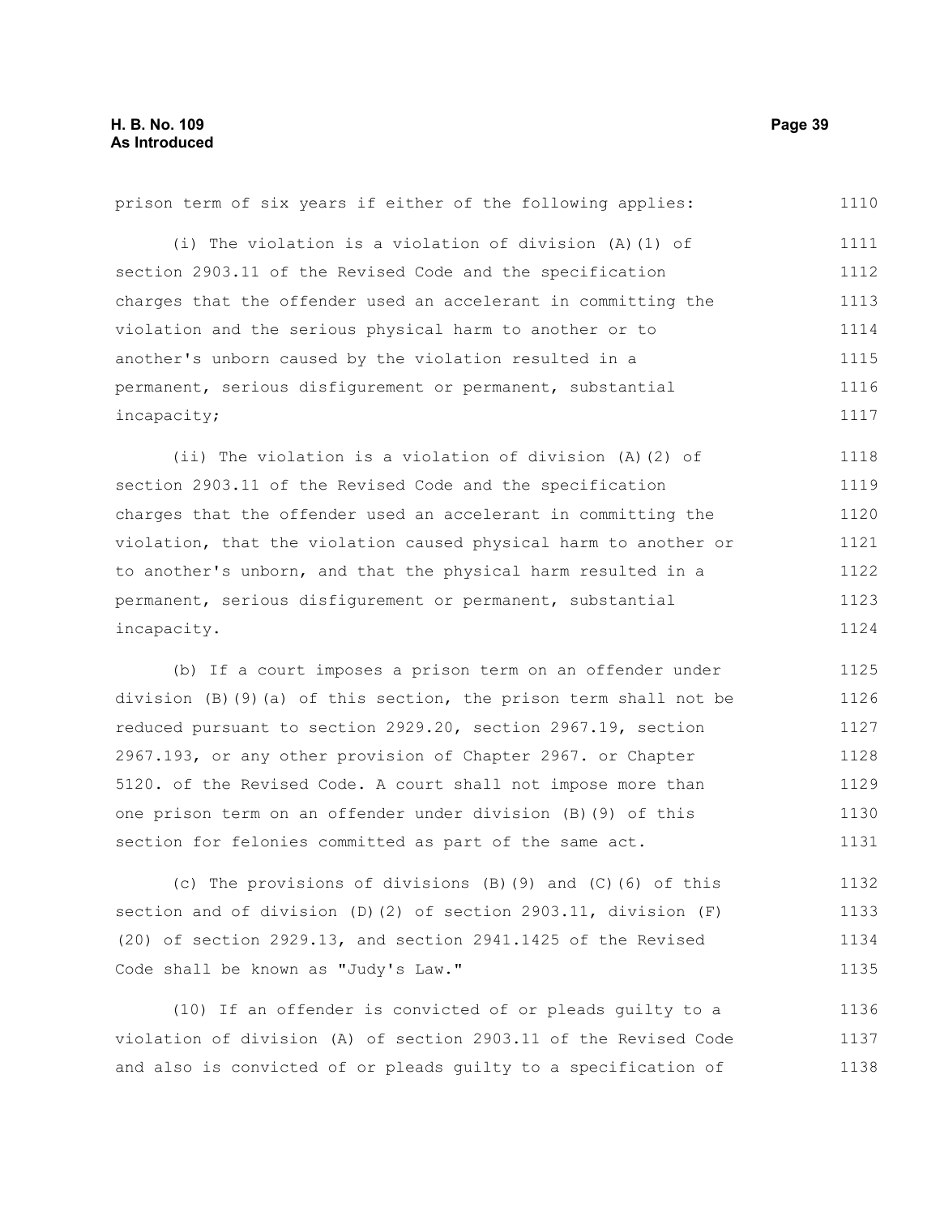prison term of six years if either of the following applies:

(i) The violation is a violation of division (A)(1) of section 2903.11 of the Revised Code and the specification charges that the offender used an accelerant in committing the violation and the serious physical harm to another or to another's unborn caused by the violation resulted in a permanent, serious disfigurement or permanent, substantial incapacity;

(ii) The violation is a violation of division (A)(2) of section 2903.11 of the Revised Code and the specification charges that the offender used an accelerant in committing the violation, that the violation caused physical harm to another or to another's unborn, and that the physical harm resulted in a permanent, serious disfigurement or permanent, substantial incapacity.

(b) If a court imposes a prison term on an offender under division (B)(9)(a) of this section, the prison term shall not be reduced pursuant to section 2929.20, section 2967.19, section 2967.193, or any other provision of Chapter 2967. or Chapter 5120. of the Revised Code. A court shall not impose more than one prison term on an offender under division (B)(9) of this section for felonies committed as part of the same act.

(c) The provisions of divisions (B)(9) and (C)(6) of this section and of division (D)(2) of section 2903.11, division (F)(20) of section 2929.13, and section 2941.1425 of the Revised Code shall be known as "Judy's Law."

(10) If an offender is convicted of or pleads guilty to a violation of division (A) of section 2903.11 of the Revised Code and also is convicted of or pleads guilty to a specification of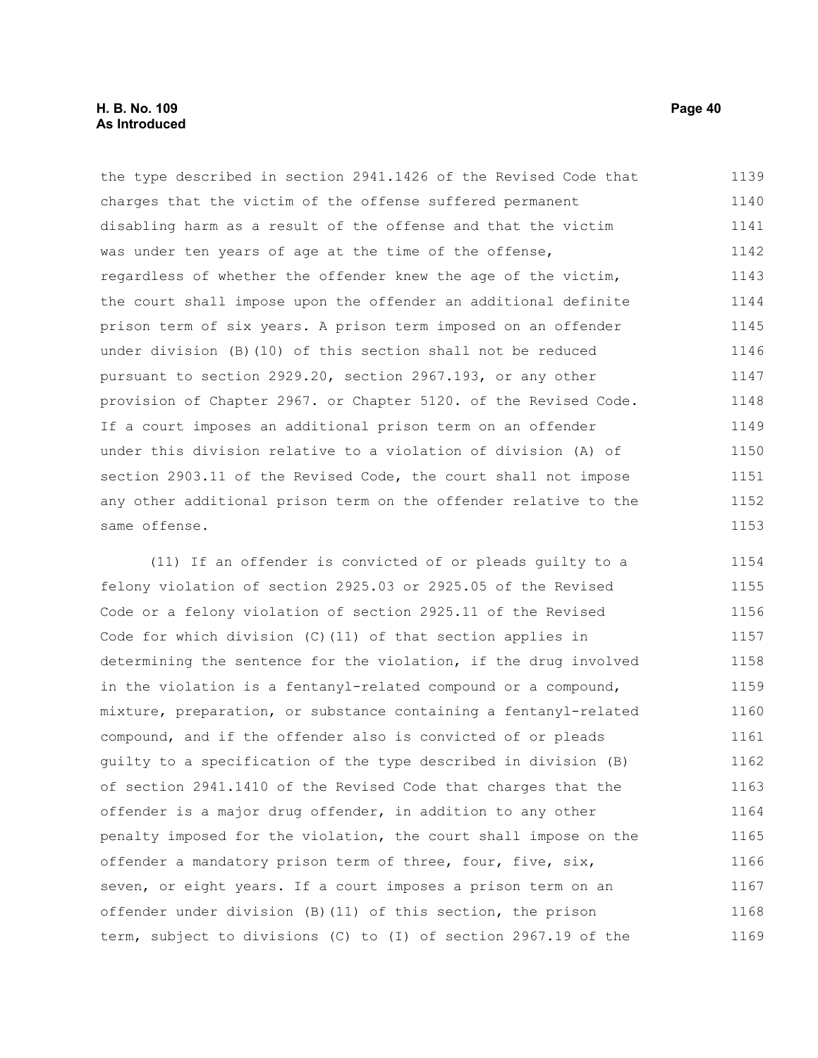the type described in section 2941.1426 of the Revised Code that charges that the victim of the offense suffered permanent disabling harm as a result of the offense and that the victim was under ten years of age at the time of the offense, regardless of whether the offender knew the age of the victim, the court shall impose upon the offender an additional definite prison term of six years. A prison term imposed on an offender under division (B)(10) of this section shall not be reduced pursuant to section 2929.20, section 2967.193, or any other provision of Chapter 2967. or Chapter 5120. of the Revised Code. If a court imposes an additional prison term on an offender under this division relative to a violation of division (A) of section 2903.11 of the Revised Code, the court shall not impose any other additional prison term on the offender relative to the same offense.

(11) If an offender is convicted of or pleads guilty to a felony violation of section 2925.03 or 2925.05 of the Revised Code or a felony violation of section 2925.11 of the Revised Code for which division (C)(11) of that section applies in determining the sentence for the violation, if the drug involved in the violation is a fentanyl-related compound or a compound, mixture, preparation, or substance containing a fentanyl-related compound, and if the offender also is convicted of or pleads guilty to a specification of the type described in division (B) of section 2941.1410 of the Revised Code that charges that the offender is a major drug offender, in addition to any other penalty imposed for the violation, the court shall impose on the offender a mandatory prison term of three, four, five, six, seven, or eight years. If a court imposes a prison term on an offender under division (B)(11) of this section, the prison term, subject to divisions (C) to (I) of section 2967.19 of the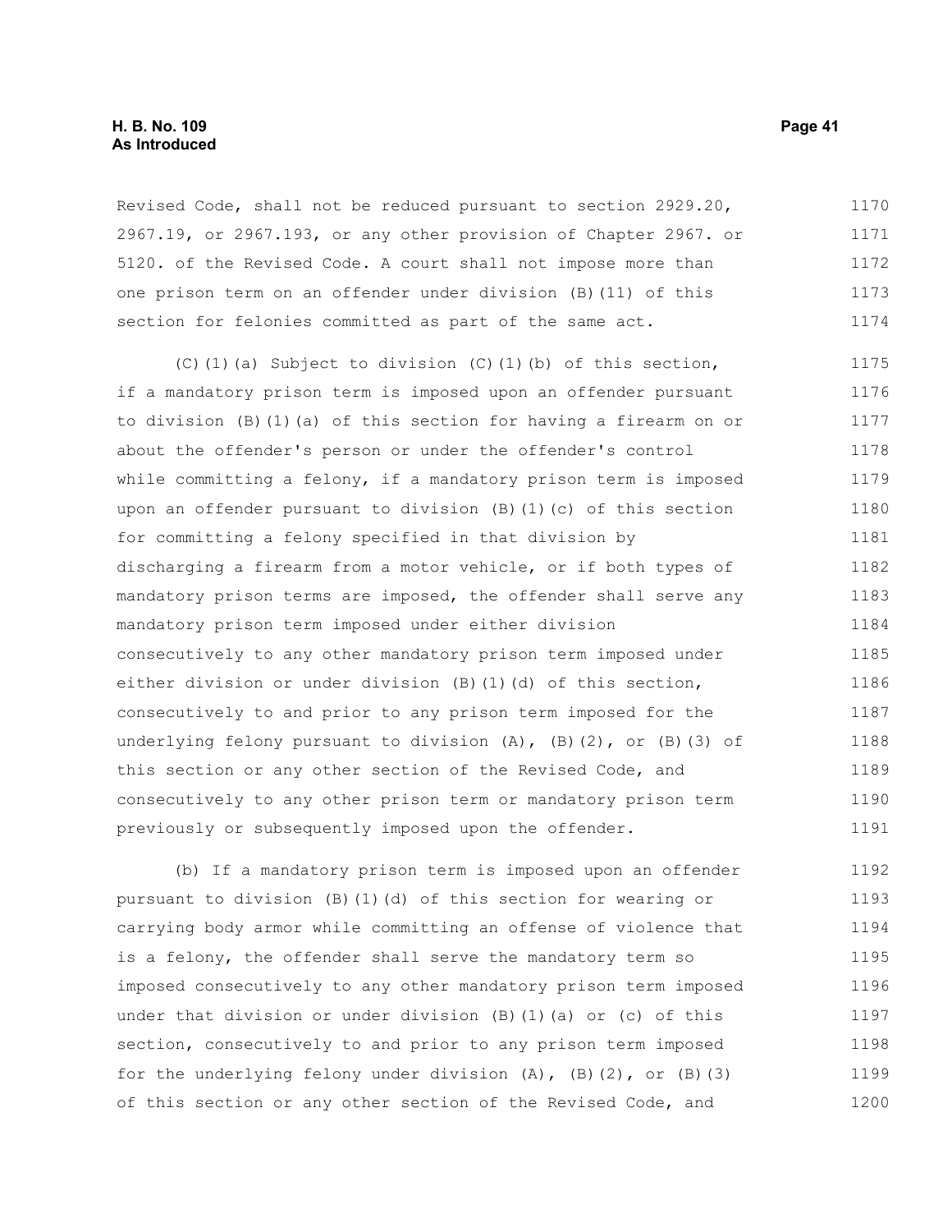Revised Code, shall not be reduced pursuant to section 2929.20, 2967.19, or 2967.193, or any other provision of Chapter 2967. or 5120. of the Revised Code. A court shall not impose more than one prison term on an offender under division (B)(11) of this section for felonies committed as part of the same act.

(C)(1)(a) Subject to division (C)(1)(b) of this section, if a mandatory prison term is imposed upon an offender pursuant to division (B)(1)(a) of this section for having a firearm on or about the offender's person or under the offender's control while committing a felony, if a mandatory prison term is imposed upon an offender pursuant to division (B)(1)(c) of this section for committing a felony specified in that division by discharging a firearm from a motor vehicle, or if both types of mandatory prison terms are imposed, the offender shall serve any mandatory prison term imposed under either division consecutively to any other mandatory prison term imposed under either division or under division (B)(1)(d) of this section, consecutively to and prior to any prison term imposed for the underlying felony pursuant to division (A), (B)(2), or (B)(3) of this section or any other section of the Revised Code, and consecutively to any other prison term or mandatory prison term previously or subsequently imposed upon the offender.

(b) If a mandatory prison term is imposed upon an offender pursuant to division (B)(1)(d) of this section for wearing or carrying body armor while committing an offense of violence that is a felony, the offender shall serve the mandatory term so imposed consecutively to any other mandatory prison term imposed under that division or under division (B)(1)(a) or (c) of this section, consecutively to and prior to any prison term imposed for the underlying felony under division (A), (B)(2), or (B)(3) of this section or any other section of the Revised Code, and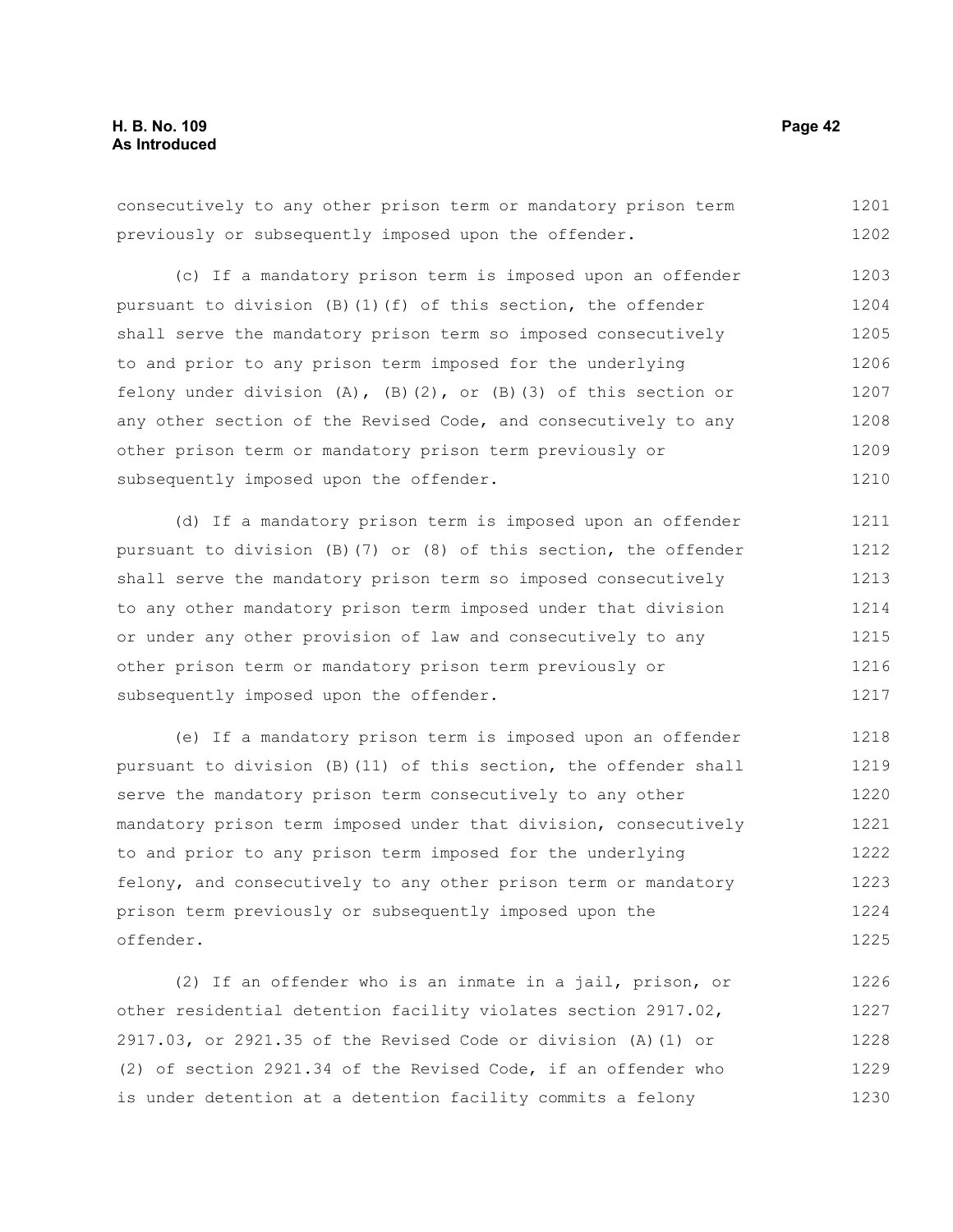consecutively to any other prison term or mandatory prison term previously or subsequently imposed upon the offender.

(c) If a mandatory prison term is imposed upon an offender pursuant to division (B)(1)(f) of this section, the offender shall serve the mandatory prison term so imposed consecutively to and prior to any prison term imposed for the underlying felony under division (A), (B)(2), or (B)(3) of this section or any other section of the Revised Code, and consecutively to any other prison term or mandatory prison term previously or subsequently imposed upon the offender.

(d) If a mandatory prison term is imposed upon an offender pursuant to division (B)(7) or (8) of this section, the offender shall serve the mandatory prison term so imposed consecutively to any other mandatory prison term imposed under that division or under any other provision of law and consecutively to any other prison term or mandatory prison term previously or subsequently imposed upon the offender.

(e) If a mandatory prison term is imposed upon an offender pursuant to division (B)(11) of this section, the offender shall serve the mandatory prison term consecutively to any other mandatory prison term imposed under that division, consecutively to and prior to any prison term imposed for the underlying felony, and consecutively to any other prison term or mandatory prison term previously or subsequently imposed upon the offender.

(2) If an offender who is an inmate in a jail, prison, or other residential detention facility violates section 2917.02, 2917.03, or 2921.35 of the Revised Code or division (A)(1) or (2) of section 2921.34 of the Revised Code, if an offender who is under detention at a detention facility commits a felony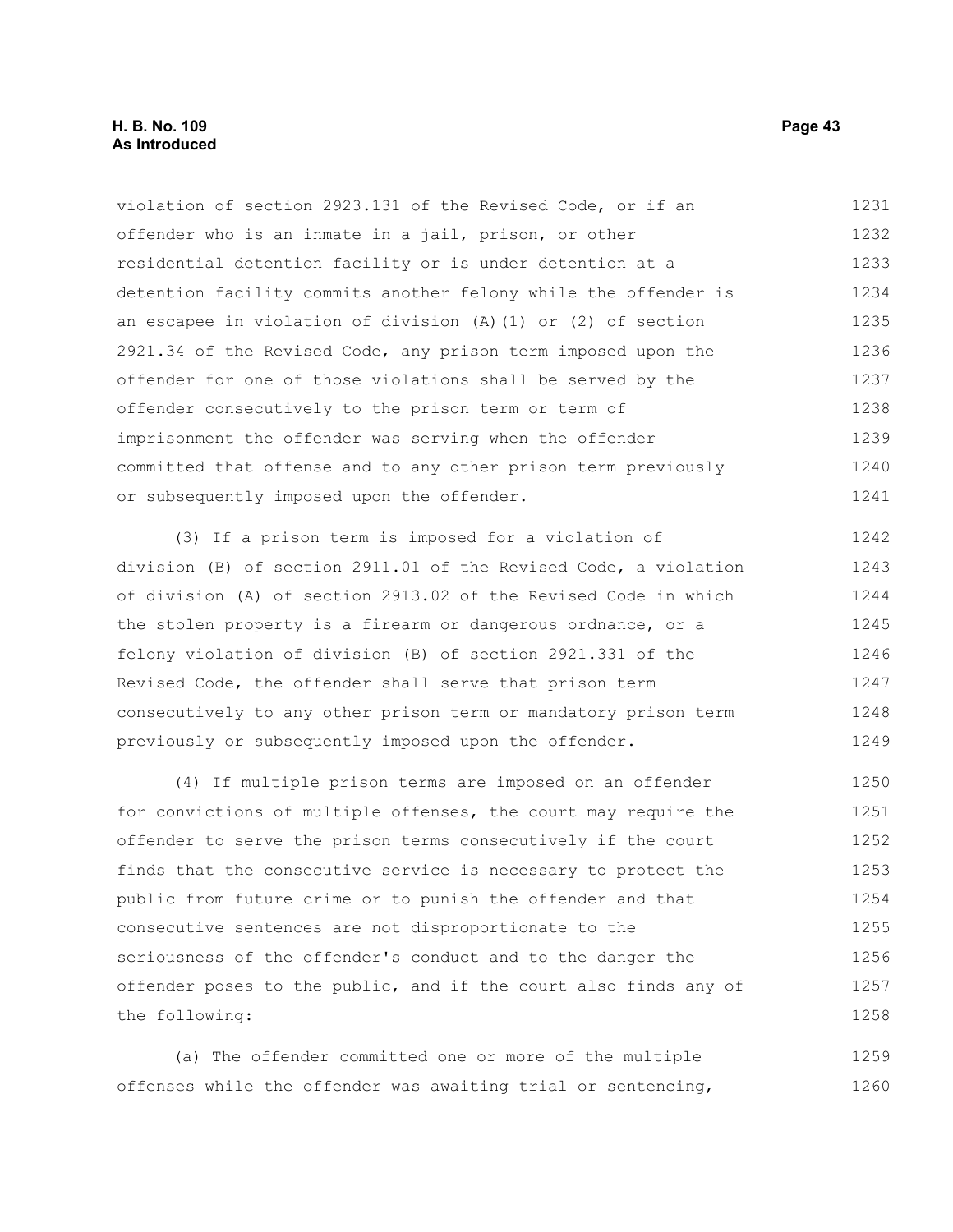violation of section 2923.131 of the Revised Code, or if an offender who is an inmate in a jail, prison, or other residential detention facility or is under detention at a detention facility commits another felony while the offender is an escapee in violation of division (A)(1) or (2) of section 2921.34 of the Revised Code, any prison term imposed upon the offender for one of those violations shall be served by the offender consecutively to the prison term or term of imprisonment the offender was serving when the offender committed that offense and to any other prison term previously or subsequently imposed upon the offender.

(3) If a prison term is imposed for a violation of division (B) of section 2911.01 of the Revised Code, a violation of division (A) of section 2913.02 of the Revised Code in which the stolen property is a firearm or dangerous ordnance, or a felony violation of division (B) of section 2921.331 of the Revised Code, the offender shall serve that prison term consecutively to any other prison term or mandatory prison term previously or subsequently imposed upon the offender.

(4) If multiple prison terms are imposed on an offender for convictions of multiple offenses, the court may require the offender to serve the prison terms consecutively if the court finds that the consecutive service is necessary to protect the public from future crime or to punish the offender and that consecutive sentences are not disproportionate to the seriousness of the offender's conduct and to the danger the offender poses to the public, and if the court also finds any of the following:

(a) The offender committed one or more of the multiple offenses while the offender was awaiting trial or sentencing,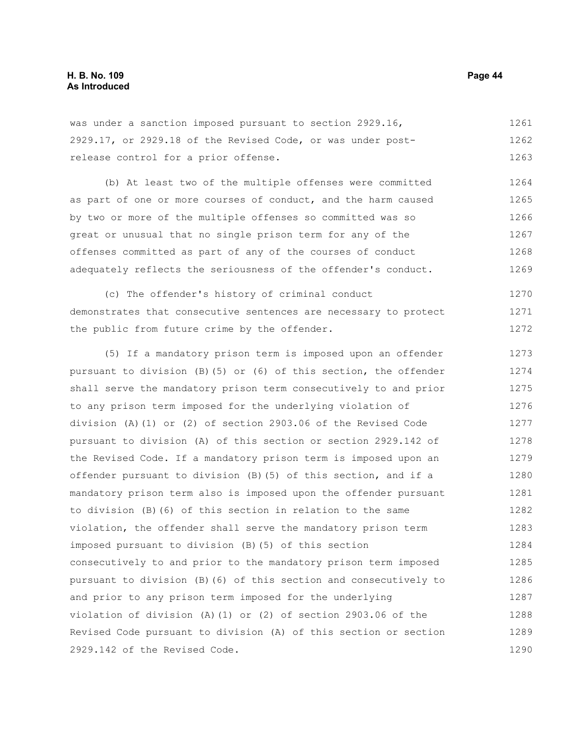was under a sanction imposed pursuant to section 2929.16, 2929.17, or 2929.18 of the Revised Code, or was under post-release control for a prior offense.

(b) At least two of the multiple offenses were committed as part of one or more courses of conduct, and the harm caused by two or more of the multiple offenses so committed was so great or unusual that no single prison term for any of the offenses committed as part of any of the courses of conduct adequately reflects the seriousness of the offender's conduct.

(c) The offender's history of criminal conduct demonstrates that consecutive sentences are necessary to protect the public from future crime by the offender.

(5) If a mandatory prison term is imposed upon an offender pursuant to division (B)(5) or (6) of this section, the offender shall serve the mandatory prison term consecutively to and prior to any prison term imposed for the underlying violation of division (A)(1) or (2) of section 2903.06 of the Revised Code pursuant to division (A) of this section or section 2929.142 of the Revised Code. If a mandatory prison term is imposed upon an offender pursuant to division (B)(5) of this section, and if a mandatory prison term also is imposed upon the offender pursuant to division (B)(6) of this section in relation to the same violation, the offender shall serve the mandatory prison term imposed pursuant to division (B)(5) of this section consecutively to and prior to the mandatory prison term imposed pursuant to division (B)(6) of this section and consecutively to and prior to any prison term imposed for the underlying violation of division (A)(1) or (2) of section 2903.06 of the Revised Code pursuant to division (A) of this section or section 2929.142 of the Revised Code.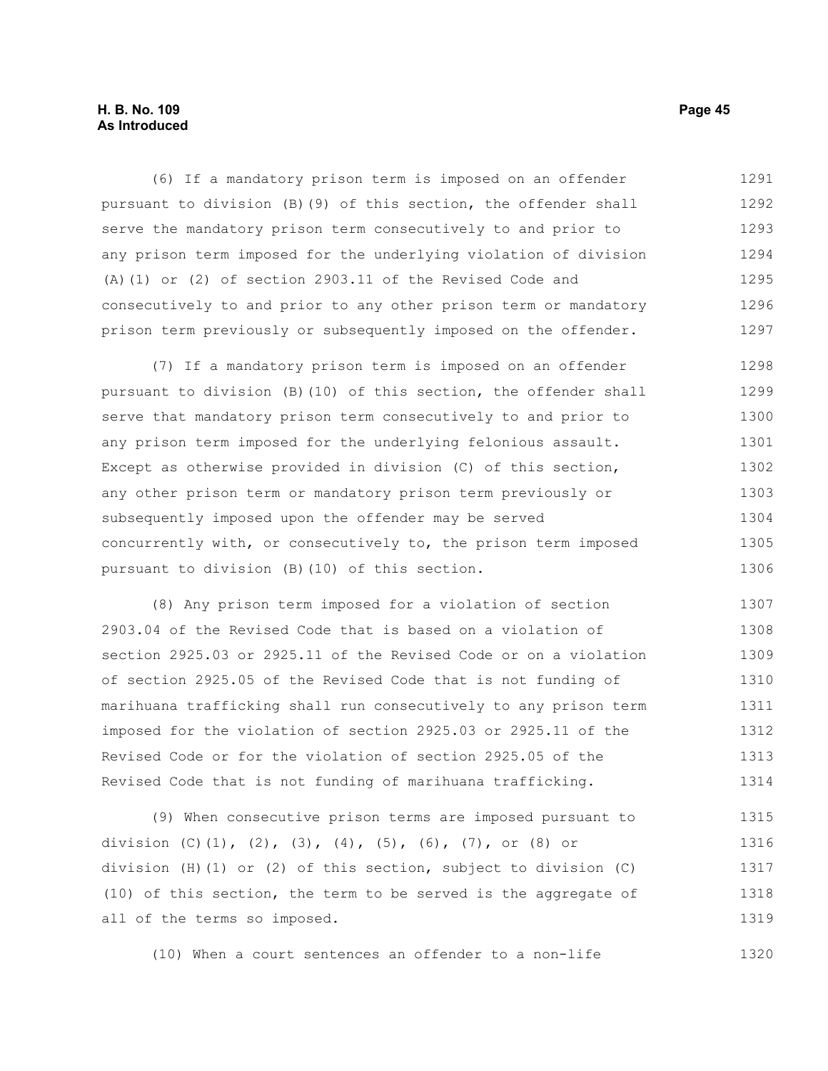(6) If a mandatory prison term is imposed on an offender pursuant to division (B)(9) of this section, the offender shall serve the mandatory prison term consecutively to and prior to any prison term imposed for the underlying violation of division (A)(1) or (2) of section 2903.11 of the Revised Code and consecutively to and prior to any other prison term or mandatory prison term previously or subsequently imposed on the offender.

(7) If a mandatory prison term is imposed on an offender pursuant to division (B)(10) of this section, the offender shall serve that mandatory prison term consecutively to and prior to any prison term imposed for the underlying felonious assault. Except as otherwise provided in division (C) of this section, any other prison term or mandatory prison term previously or subsequently imposed upon the offender may be served concurrently with, or consecutively to, the prison term imposed pursuant to division (B)(10) of this section.

(8) Any prison term imposed for a violation of section 2903.04 of the Revised Code that is based on a violation of section 2925.03 or 2925.11 of the Revised Code or on a violation of section 2925.05 of the Revised Code that is not funding of marihuana trafficking shall run consecutively to any prison term imposed for the violation of section 2925.03 or 2925.11 of the Revised Code or for the violation of section 2925.05 of the Revised Code that is not funding of marihuana trafficking.

(9) When consecutive prison terms are imposed pursuant to division (C)(1), (2), (3), (4), (5), (6), (7), or (8) or division (H)(1) or (2) of this section, subject to division (C)(10) of this section, the term to be served is the aggregate of all of the terms so imposed.

(10) When a court sentences an offender to a non-life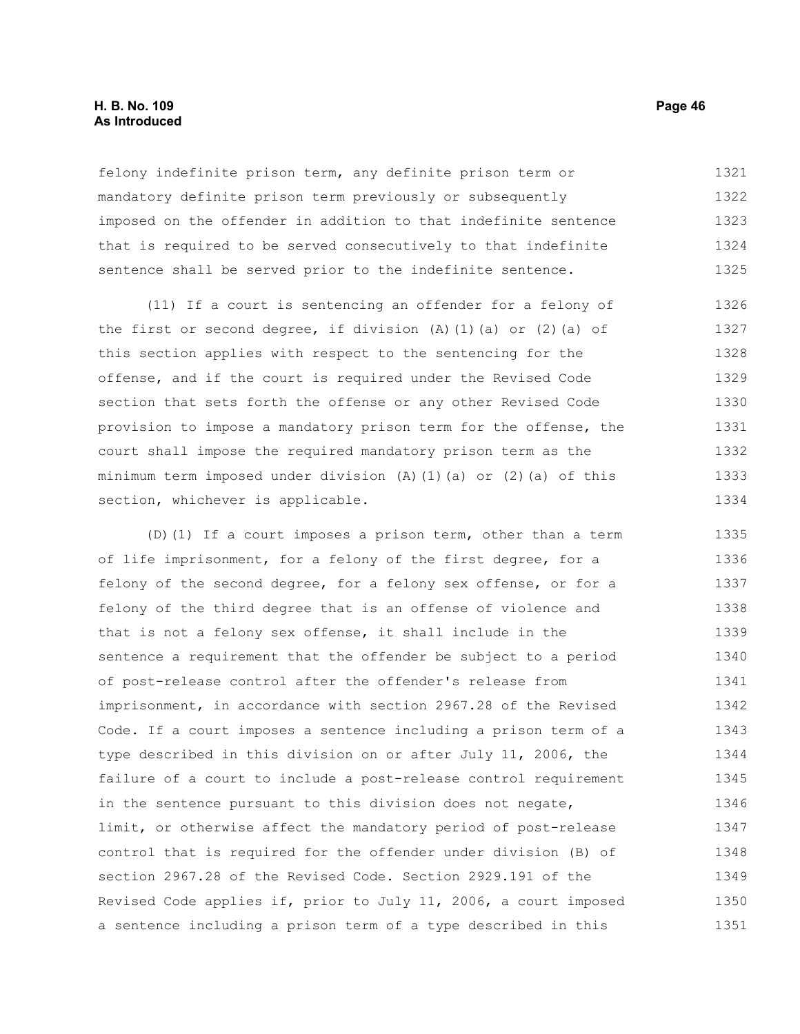felony indefinite prison term, any definite prison term or mandatory definite prison term previously or subsequently imposed on the offender in addition to that indefinite sentence that is required to be served consecutively to that indefinite sentence shall be served prior to the indefinite sentence.

(11) If a court is sentencing an offender for a felony of the first or second degree, if division (A)(1)(a) or (2)(a) of this section applies with respect to the sentencing for the offense, and if the court is required under the Revised Code section that sets forth the offense or any other Revised Code provision to impose a mandatory prison term for the offense, the court shall impose the required mandatory prison term as the minimum term imposed under division (A)(1)(a) or (2)(a) of this section, whichever is applicable.

(D)(1) If a court imposes a prison term, other than a term of life imprisonment, for a felony of the first degree, for a felony of the second degree, for a felony sex offense, or for a felony of the third degree that is an offense of violence and that is not a felony sex offense, it shall include in the sentence a requirement that the offender be subject to a period of post-release control after the offender's release from imprisonment, in accordance with section 2967.28 of the Revised Code. If a court imposes a sentence including a prison term of a type described in this division on or after July 11, 2006, the failure of a court to include a post-release control requirement in the sentence pursuant to this division does not negate, limit, or otherwise affect the mandatory period of post-release control that is required for the offender under division (B) of section 2967.28 of the Revised Code. Section 2929.191 of the Revised Code applies if, prior to July 11, 2006, a court imposed a sentence including a prison term of a type described in this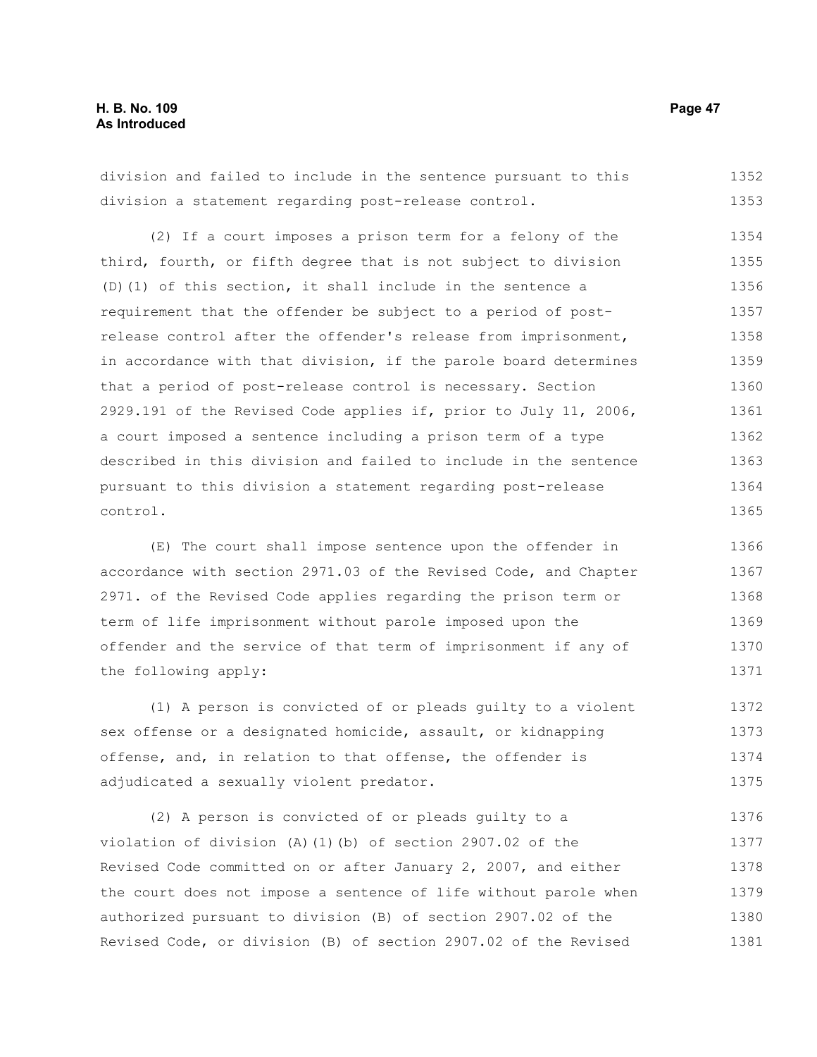division and failed to include in the sentence pursuant to this division a statement regarding post-release control.

(2) If a court imposes a prison term for a felony of the third, fourth, or fifth degree that is not subject to division (D)(1) of this section, it shall include in the sentence a requirement that the offender be subject to a period of post-release control after the offender's release from imprisonment, in accordance with that division, if the parole board determines that a period of post-release control is necessary. Section 2929.191 of the Revised Code applies if, prior to July 11, 2006, a court imposed a sentence including a prison term of a type described in this division and failed to include in the sentence pursuant to this division a statement regarding post-release control.

(E) The court shall impose sentence upon the offender in accordance with section 2971.03 of the Revised Code, and Chapter 2971. of the Revised Code applies regarding the prison term or term of life imprisonment without parole imposed upon the offender and the service of that term of imprisonment if any of the following apply:

(1) A person is convicted of or pleads guilty to a violent sex offense or a designated homicide, assault, or kidnapping offense, and, in relation to that offense, the offender is adjudicated a sexually violent predator.

(2) A person is convicted of or pleads guilty to a violation of division (A)(1)(b) of section 2907.02 of the Revised Code committed on or after January 2, 2007, and either the court does not impose a sentence of life without parole when authorized pursuant to division (B) of section 2907.02 of the Revised Code, or division (B) of section 2907.02 of the Revised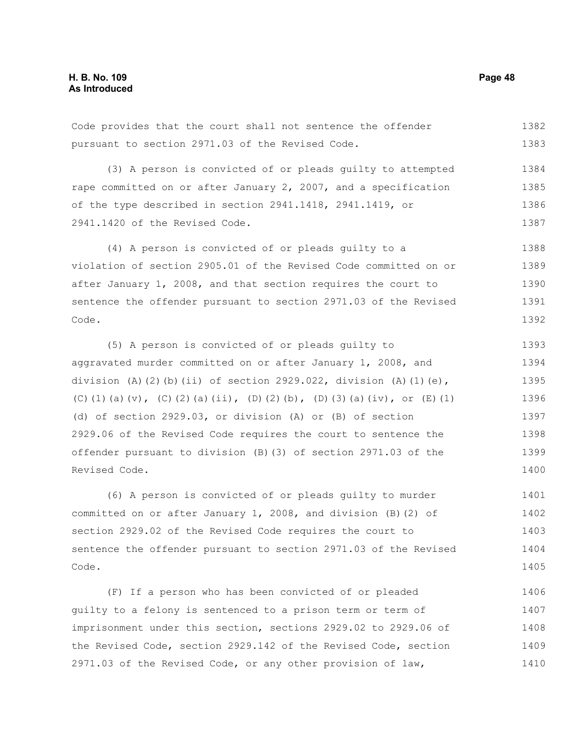Code provides that the court shall not sentence the offender pursuant to section 2971.03 of the Revised Code.

(3) A person is convicted of or pleads guilty to attempted rape committed on or after January 2, 2007, and a specification of the type described in section 2941.1418, 2941.1419, or 2941.1420 of the Revised Code.

(4) A person is convicted of or pleads guilty to a violation of section 2905.01 of the Revised Code committed on or after January 1, 2008, and that section requires the court to sentence the offender pursuant to section 2971.03 of the Revised Code.

(5) A person is convicted of or pleads guilty to aggravated murder committed on or after January 1, 2008, and division (A)(2)(b)(ii) of section 2929.022, division (A)(1)(e), (C)(1)(a)(v), (C)(2)(a)(ii), (D)(2)(b), (D)(3)(a)(iv), or (E)(1)(d) of section 2929.03, or division (A) or (B) of section 2929.06 of the Revised Code requires the court to sentence the offender pursuant to division (B)(3) of section 2971.03 of the Revised Code.

(6) A person is convicted of or pleads guilty to murder committed on or after January 1, 2008, and division (B)(2) of section 2929.02 of the Revised Code requires the court to sentence the offender pursuant to section 2971.03 of the Revised Code.

(F) If a person who has been convicted of or pleaded guilty to a felony is sentenced to a prison term or term of imprisonment under this section, sections 2929.02 to 2929.06 of the Revised Code, section 2929.142 of the Revised Code, section 2971.03 of the Revised Code, or any other provision of law,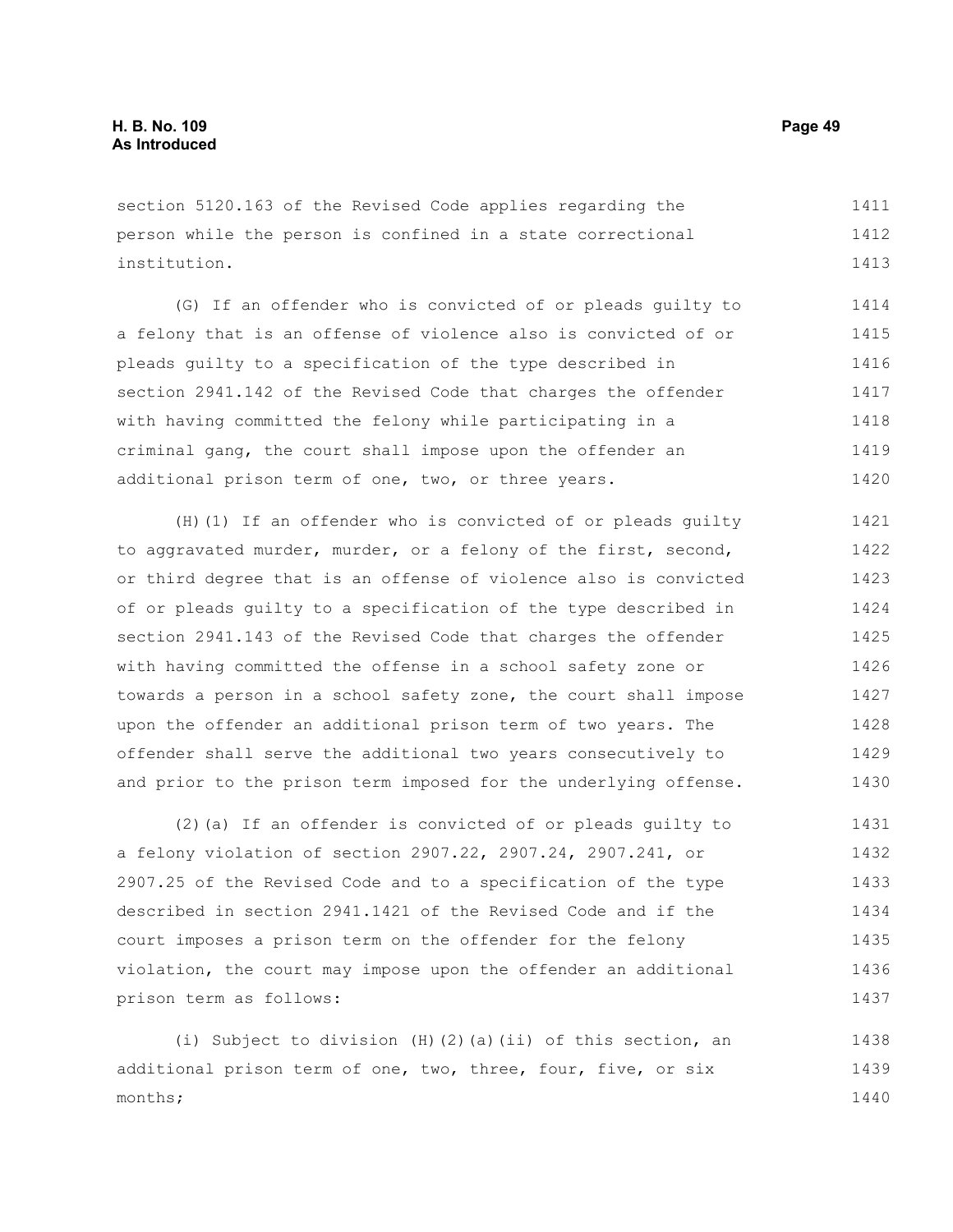section 5120.163 of the Revised Code applies regarding the person while the person is confined in a state correctional institution.

(G) If an offender who is convicted of or pleads guilty to a felony that is an offense of violence also is convicted of or pleads guilty to a specification of the type described in section 2941.142 of the Revised Code that charges the offender with having committed the felony while participating in a criminal gang, the court shall impose upon the offender an additional prison term of one, two, or three years.

(H)(1) If an offender who is convicted of or pleads guilty to aggravated murder, murder, or a felony of the first, second, or third degree that is an offense of violence also is convicted of or pleads guilty to a specification of the type described in section 2941.143 of the Revised Code that charges the offender with having committed the offense in a school safety zone or towards a person in a school safety zone, the court shall impose upon the offender an additional prison term of two years. The offender shall serve the additional two years consecutively to and prior to the prison term imposed for the underlying offense.

(2)(a) If an offender is convicted of or pleads guilty to a felony violation of section 2907.22, 2907.24, 2907.241, or 2907.25 of the Revised Code and to a specification of the type described in section 2941.1421 of the Revised Code and if the court imposes a prison term on the offender for the felony violation, the court may impose upon the offender an additional prison term as follows:

(i) Subject to division (H)(2)(a)(ii) of this section, an additional prison term of one, two, three, four, five, or six months;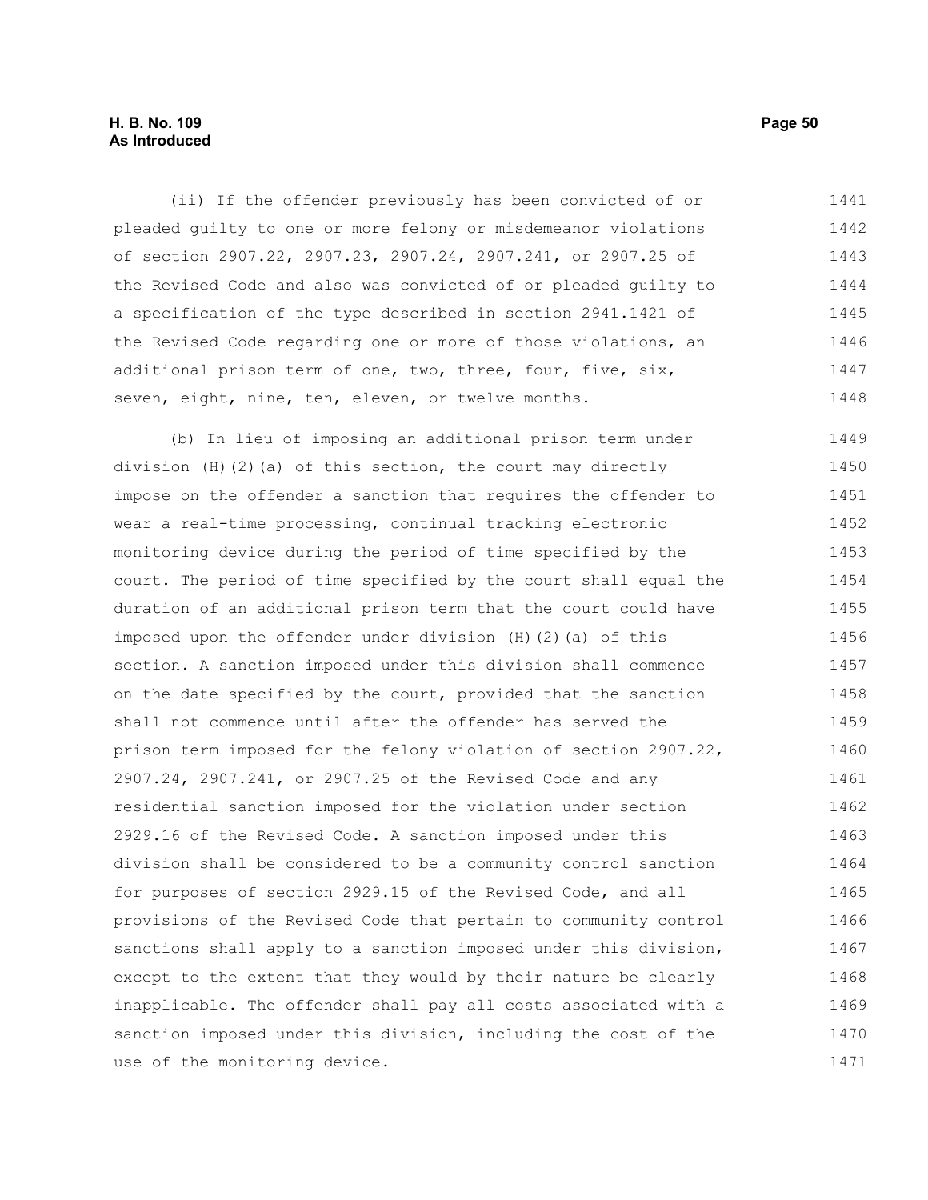(ii) If the offender previously has been convicted of or pleaded guilty to one or more felony or misdemeanor violations of section 2907.22, 2907.23, 2907.24, 2907.241, or 2907.25 of the Revised Code and also was convicted of or pleaded guilty to a specification of the type described in section 2941.1421 of the Revised Code regarding one or more of those violations, an additional prison term of one, two, three, four, five, six, seven, eight, nine, ten, eleven, or twelve months.

(b) In lieu of imposing an additional prison term under division (H)(2)(a) of this section, the court may directly impose on the offender a sanction that requires the offender to wear a real-time processing, continual tracking electronic monitoring device during the period of time specified by the court. The period of time specified by the court shall equal the duration of an additional prison term that the court could have imposed upon the offender under division (H)(2)(a) of this section. A sanction imposed under this division shall commence on the date specified by the court, provided that the sanction shall not commence until after the offender has served the prison term imposed for the felony violation of section 2907.22, 2907.24, 2907.241, or 2907.25 of the Revised Code and any residential sanction imposed for the violation under section 2929.16 of the Revised Code. A sanction imposed under this division shall be considered to be a community control sanction for purposes of section 2929.15 of the Revised Code, and all provisions of the Revised Code that pertain to community control sanctions shall apply to a sanction imposed under this division, except to the extent that they would by their nature be clearly inapplicable. The offender shall pay all costs associated with a sanction imposed under this division, including the cost of the use of the monitoring device.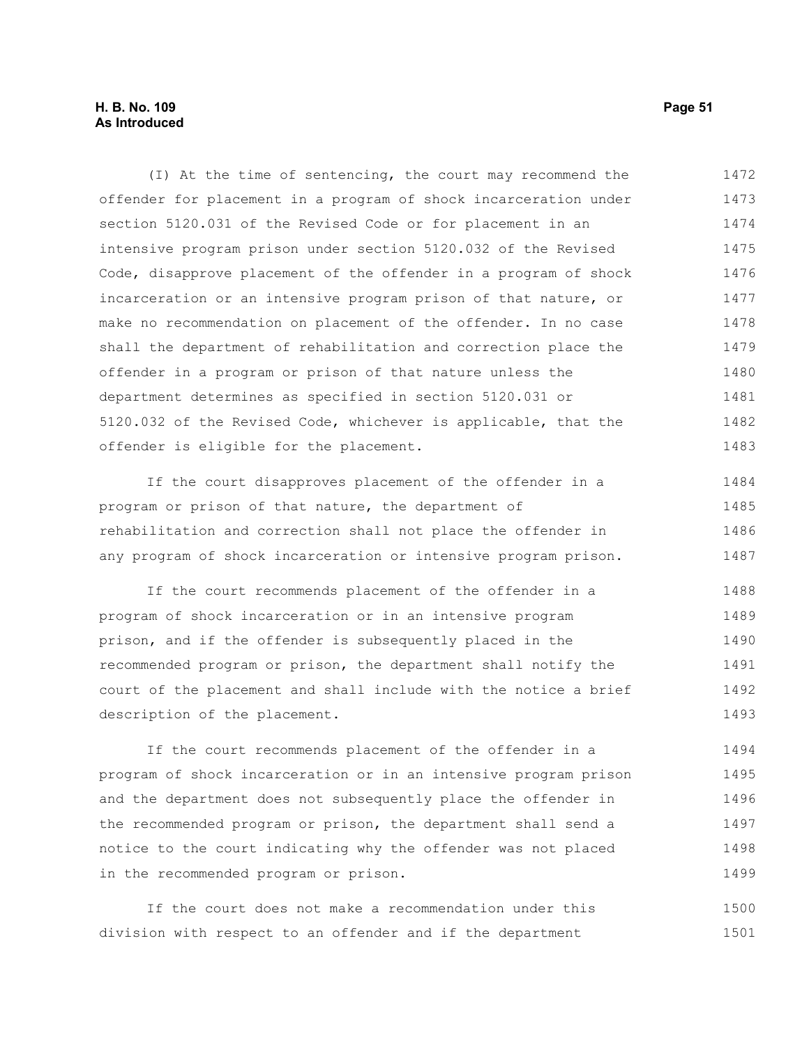(I) At the time of sentencing, the court may recommend the offender for placement in a program of shock incarceration under section 5120.031 of the Revised Code or for placement in an intensive program prison under section 5120.032 of the Revised Code, disapprove placement of the offender in a program of shock incarceration or an intensive program prison of that nature, or make no recommendation on placement of the offender. In no case shall the department of rehabilitation and correction place the offender in a program or prison of that nature unless the department determines as specified in section 5120.031 or 5120.032 of the Revised Code, whichever is applicable, that the offender is eligible for the placement.

If the court disapproves placement of the offender in a program or prison of that nature, the department of rehabilitation and correction shall not place the offender in any program of shock incarceration or intensive program prison.

If the court recommends placement of the offender in a program of shock incarceration or in an intensive program prison, and if the offender is subsequently placed in the recommended program or prison, the department shall notify the court of the placement and shall include with the notice a brief description of the placement.

If the court recommends placement of the offender in a program of shock incarceration or in an intensive program prison and the department does not subsequently place the offender in the recommended program or prison, the department shall send a notice to the court indicating why the offender was not placed in the recommended program or prison.

If the court does not make a recommendation under this division with respect to an offender and if the department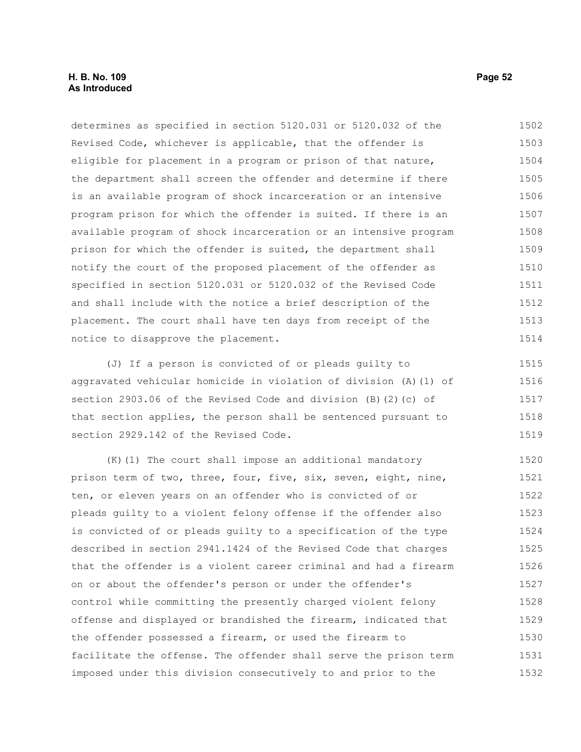determines as specified in section 5120.031 or 5120.032 of the Revised Code, whichever is applicable, that the offender is eligible for placement in a program or prison of that nature, the department shall screen the offender and determine if there is an available program of shock incarceration or an intensive program prison for which the offender is suited. If there is an available program of shock incarceration or an intensive program prison for which the offender is suited, the department shall notify the court of the proposed placement of the offender as specified in section 5120.031 or 5120.032 of the Revised Code and shall include with the notice a brief description of the placement. The court shall have ten days from receipt of the notice to disapprove the placement.

(J) If a person is convicted of or pleads guilty to aggravated vehicular homicide in violation of division (A)(1) of section 2903.06 of the Revised Code and division (B)(2)(c) of that section applies, the person shall be sentenced pursuant to section 2929.142 of the Revised Code.

(K)(1) The court shall impose an additional mandatory prison term of two, three, four, five, six, seven, eight, nine, ten, or eleven years on an offender who is convicted of or pleads guilty to a violent felony offense if the offender also is convicted of or pleads guilty to a specification of the type described in section 2941.1424 of the Revised Code that charges that the offender is a violent career criminal and had a firearm on or about the offender's person or under the offender's control while committing the presently charged violent felony offense and displayed or brandished the firearm, indicated that the offender possessed a firearm, or used the firearm to facilitate the offense. The offender shall serve the prison term imposed under this division consecutively to and prior to the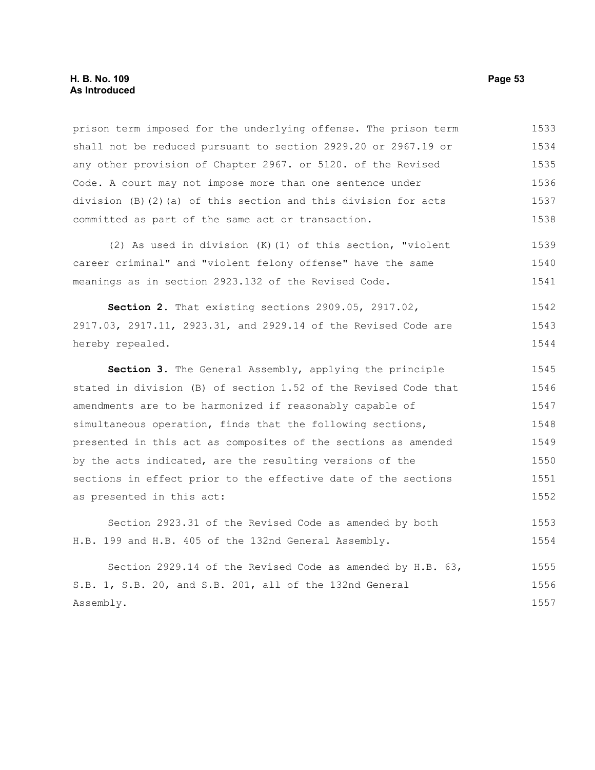prison term imposed for the underlying offense. The prison term shall not be reduced pursuant to section 2929.20 or 2967.19 or any other provision of Chapter 2967. or 5120. of the Revised Code. A court may not impose more than one sentence under division (B)(2)(a) of this section and this division for acts committed as part of the same act or transaction.

(2) As used in division (K)(1) of this section, "violent career criminal" and "violent felony offense" have the same meanings as in section 2923.132 of the Revised Code.

**Section 2.** That existing sections 2909.05, 2917.02, 2917.03, 2917.11, 2923.31, and 2929.14 of the Revised Code are hereby repealed.

**Section 3.** The General Assembly, applying the principle stated in division (B) of section 1.52 of the Revised Code that amendments are to be harmonized if reasonably capable of simultaneous operation, finds that the following sections, presented in this act as composites of the sections as amended by the acts indicated, are the resulting versions of the sections in effect prior to the effective date of the sections as presented in this act:

Section 2923.31 of the Revised Code as amended by both H.B. 199 and H.B. 405 of the 132nd General Assembly.

Section 2929.14 of the Revised Code as amended by H.B. 63, S.B. 1, S.B. 20, and S.B. 201, all of the 132nd General Assembly.